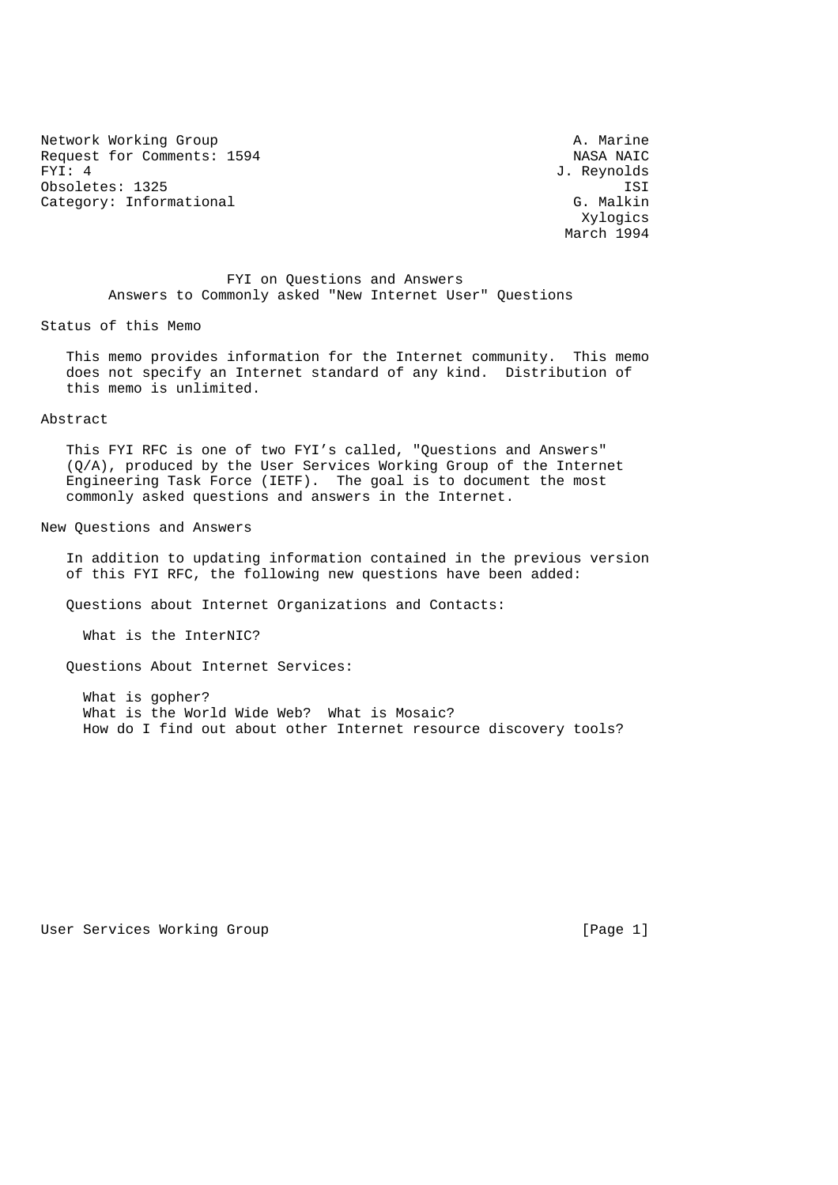Network Working Group A. Marine
Request for Comments: 1594 NASA NAIC
FYI: 4 J. Reynolds
Obsoletes: 1325 ISI
Category: Informational G. Malkin
Xylogics
March 1994

# FYI on Questions and Answers
## Answers to Commonly asked "New Internet User" Questions

## Status of this Memo

This memo provides information for the Internet community. This memo does not specify an Internet standard of any kind. Distribution of this memo is unlimited.

## Abstract

This FYI RFC is one of two FYI's called, "Questions and Answers" (Q/A), produced by the User Services Working Group of the Internet Engineering Task Force (IETF). The goal is to document the most commonly asked questions and answers in the Internet.

## New Questions and Answers

In addition to updating information contained in the previous version of this FYI RFC, the following new questions have been added:

Questions about Internet Organizations and Contacts:

- What is the InterNIC?

Questions About Internet Services:

- What is gopher?
- What is the World Wide Web? What is Mosaic?
- How do I find out about other Internet resource discovery tools?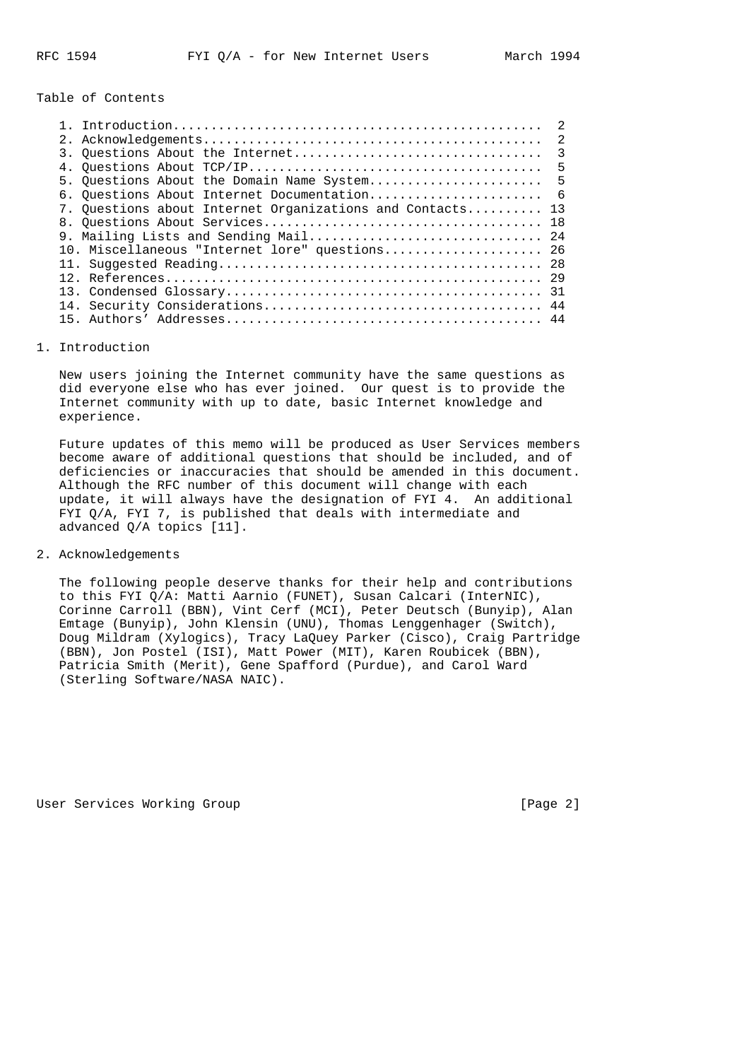Table of Contents

```
1. Introduction................................................  2
2. Acknowledgements............................................  2
3. Questions About the Internet................................  3
4. Questions About TCP/IP......................................  5
5. Questions About the Domain Name System......................  5
6. Questions About Internet Documentation......................  6
7. Questions about Internet Organizations and Contacts.......... 13
8. Questions About Services.................................... 18
9. Mailing Lists and Sending Mail.............................. 24
10. Miscellaneous "Internet lore" questions.................... 26
11. Suggested Reading.......................................... 28
12. References................................................. 29
13. Condensed Glossary......................................... 31
14. Security Considerations.................................... 44
15. Authors' Addresses......................................... 44
```

## 1. Introduction

New users joining the Internet community have the same questions as did everyone else who has ever joined. Our quest is to provide the Internet community with up to date, basic Internet knowledge and experience.

Future updates of this memo will be produced as User Services members become aware of additional questions that should be included, and of deficiencies or inaccuracies that should be amended in this document. Although the RFC number of this document will change with each update, it will always have the designation of FYI 4. An additional FYI Q/A, FYI 7, is published that deals with intermediate and advanced Q/A topics [11].

## 2. Acknowledgements

The following people deserve thanks for their help and contributions to this FYI Q/A: Matti Aarnio (FUNET), Susan Calcari (InterNIC), Corinne Carroll (BBN), Vint Cerf (MCI), Peter Deutsch (Bunyip), Alan Emtage (Bunyip), John Klensin (UNU), Thomas Lenggenhager (Switch), Doug Mildram (Xylogics), Tracy LaQuey Parker (Cisco), Craig Partridge (BBN), Jon Postel (ISI), Matt Power (MIT), Karen Roubicek (BBN), Patricia Smith (Merit), Gene Spafford (Purdue), and Carol Ward (Sterling Software/NASA NAIC).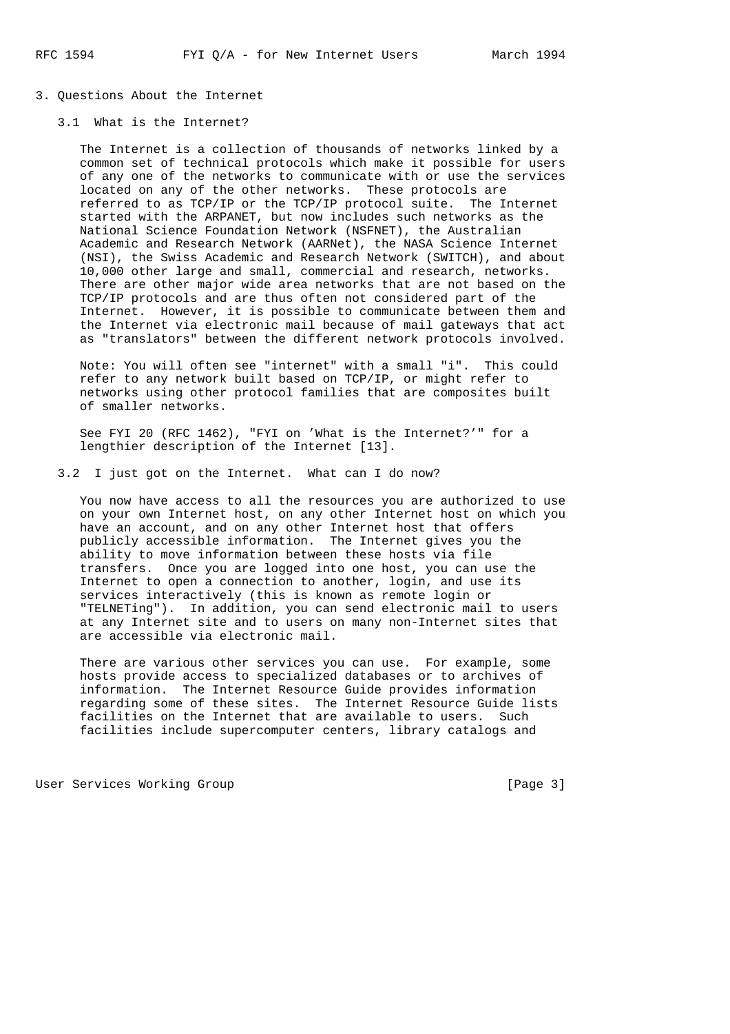## 3. Questions About the Internet

### 3.1 What is the Internet?

The Internet is a collection of thousands of networks linked by a common set of technical protocols which make it possible for users of any one of the networks to communicate with or use the services located on any of the other networks. These protocols are referred to as TCP/IP or the TCP/IP protocol suite. The Internet started with the ARPANET, but now includes such networks as the National Science Foundation Network (NSFNET), the Australian Academic and Research Network (AARNet), the NASA Science Internet (NSI), the Swiss Academic and Research Network (SWITCH), and about 10,000 other large and small, commercial and research, networks. There are other major wide area networks that are not based on the TCP/IP protocols and are thus often not considered part of the Internet. However, it is possible to communicate between them and the Internet via electronic mail because of mail gateways that act as "translators" between the different network protocols involved.

Note: You will often see "internet" with a small "i". This could refer to any network built based on TCP/IP, or might refer to networks using other protocol families that are composites built of smaller networks.

See FYI 20 (RFC 1462), "FYI on 'What is the Internet?'" for a lengthier description of the Internet [13].

### 3.2 I just got on the Internet. What can I do now?

You now have access to all the resources you are authorized to use on your own Internet host, on any other Internet host on which you have an account, and on any other Internet host that offers publicly accessible information. The Internet gives you the ability to move information between these hosts via file transfers. Once you are logged into one host, you can use the Internet to open a connection to another, login, and use its services interactively (this is known as remote login or "TELNETing"). In addition, you can send electronic mail to users at any Internet site and to users on many non-Internet sites that are accessible via electronic mail.

There are various other services you can use. For example, some hosts provide access to specialized databases or to archives of information. The Internet Resource Guide provides information regarding some of these sites. The Internet Resource Guide lists facilities on the Internet that are available to users. Such facilities include supercomputer centers, library catalogs and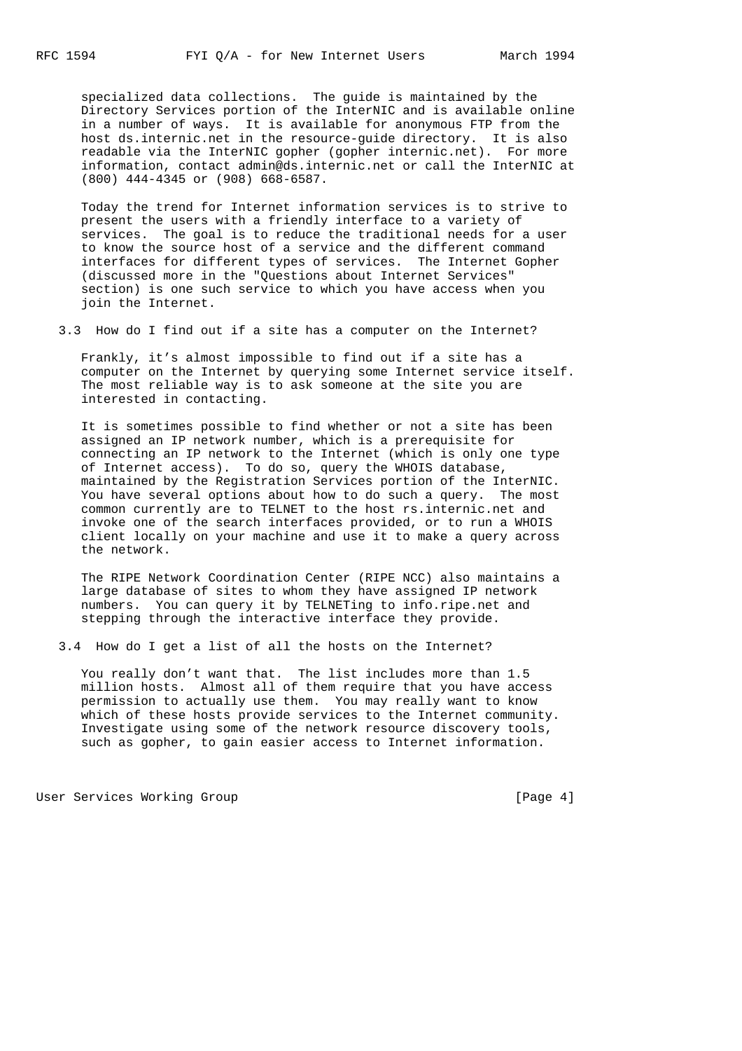specialized data collections. The guide is maintained by the Directory Services portion of the InterNIC and is available online in a number of ways. It is available for anonymous FTP from the host ds.internic.net in the resource-guide directory. It is also readable via the InterNIC gopher (gopher internic.net). For more information, contact admin@ds.internic.net or call the InterNIC at (800) 444-4345 or (908) 668-6587.

Today the trend for Internet information services is to strive to present the users with a friendly interface to a variety of services. The goal is to reduce the traditional needs for a user to know the source host of a service and the different command interfaces for different types of services. The Internet Gopher (discussed more in the "Questions about Internet Services" section) is one such service to which you have access when you join the Internet.

### 3.3 How do I find out if a site has a computer on the Internet?

Frankly, it's almost impossible to find out if a site has a computer on the Internet by querying some Internet service itself. The most reliable way is to ask someone at the site you are interested in contacting.

It is sometimes possible to find whether or not a site has been assigned an IP network number, which is a prerequisite for connecting an IP network to the Internet (which is only one type of Internet access). To do so, query the WHOIS database, maintained by the Registration Services portion of the InterNIC. You have several options about how to do such a query. The most common currently are to TELNET to the host rs.internic.net and invoke one of the search interfaces provided, or to run a WHOIS client locally on your machine and use it to make a query across the network.

The RIPE Network Coordination Center (RIPE NCC) also maintains a large database of sites to whom they have assigned IP network numbers. You can query it by TELNETing to info.ripe.net and stepping through the interactive interface they provide.

### 3.4 How do I get a list of all the hosts on the Internet?

You really don't want that. The list includes more than 1.5 million hosts. Almost all of them require that you have access permission to actually use them. You may really want to know which of these hosts provide services to the Internet community. Investigate using some of the network resource discovery tools, such as gopher, to gain easier access to Internet information.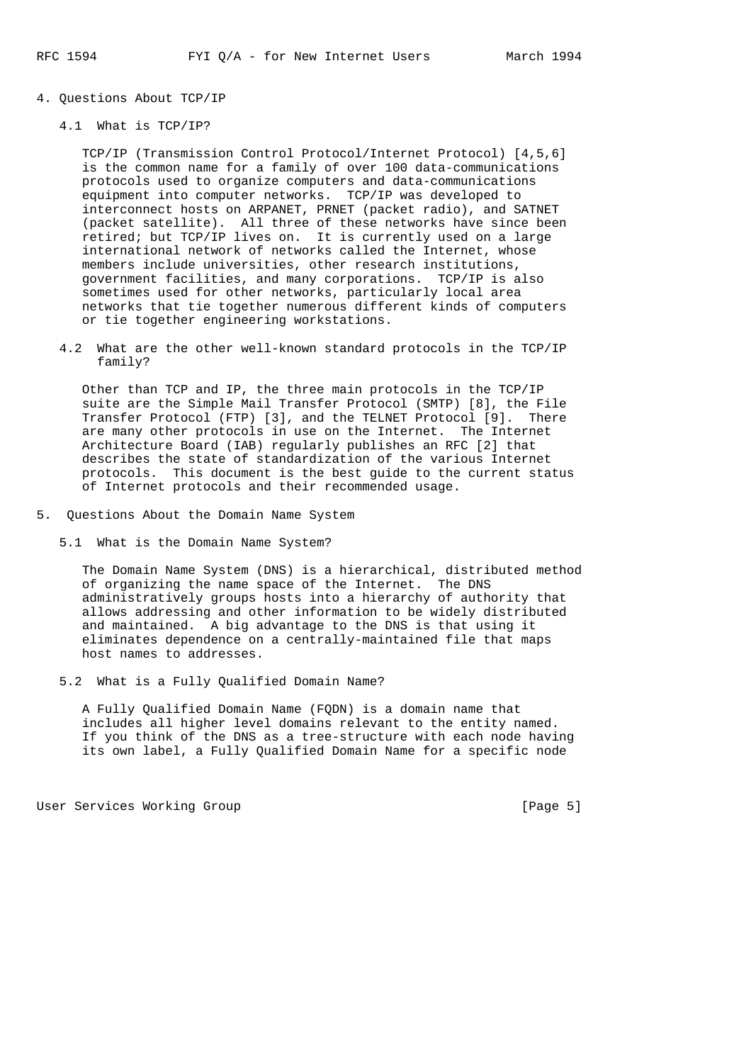## 4. Questions About TCP/IP

### 4.1 What is TCP/IP?

TCP/IP (Transmission Control Protocol/Internet Protocol) [4,5,6] is the common name for a family of over 100 data-communications protocols used to organize computers and data-communications equipment into computer networks. TCP/IP was developed to interconnect hosts on ARPANET, PRNET (packet radio), and SATNET (packet satellite). All three of these networks have since been retired; but TCP/IP lives on. It is currently used on a large international network of networks called the Internet, whose members include universities, other research institutions, government facilities, and many corporations. TCP/IP is also sometimes used for other networks, particularly local area networks that tie together numerous different kinds of computers or tie together engineering workstations.

### 4.2 What are the other well-known standard protocols in the TCP/IP family?

Other than TCP and IP, the three main protocols in the TCP/IP suite are the Simple Mail Transfer Protocol (SMTP) [8], the File Transfer Protocol (FTP) [3], and the TELNET Protocol [9]. There are many other protocols in use on the Internet. The Internet Architecture Board (IAB) regularly publishes an RFC [2] that describes the state of standardization of the various Internet protocols. This document is the best guide to the current status of Internet protocols and their recommended usage.

## 5. Questions About the Domain Name System

### 5.1 What is the Domain Name System?

The Domain Name System (DNS) is a hierarchical, distributed method of organizing the name space of the Internet. The DNS administratively groups hosts into a hierarchy of authority that allows addressing and other information to be widely distributed and maintained. A big advantage to the DNS is that using it eliminates dependence on a centrally-maintained file that maps host names to addresses.

### 5.2 What is a Fully Qualified Domain Name?

A Fully Qualified Domain Name (FQDN) is a domain name that includes all higher level domains relevant to the entity named. If you think of the DNS as a tree-structure with each node having its own label, a Fully Qualified Domain Name for a specific node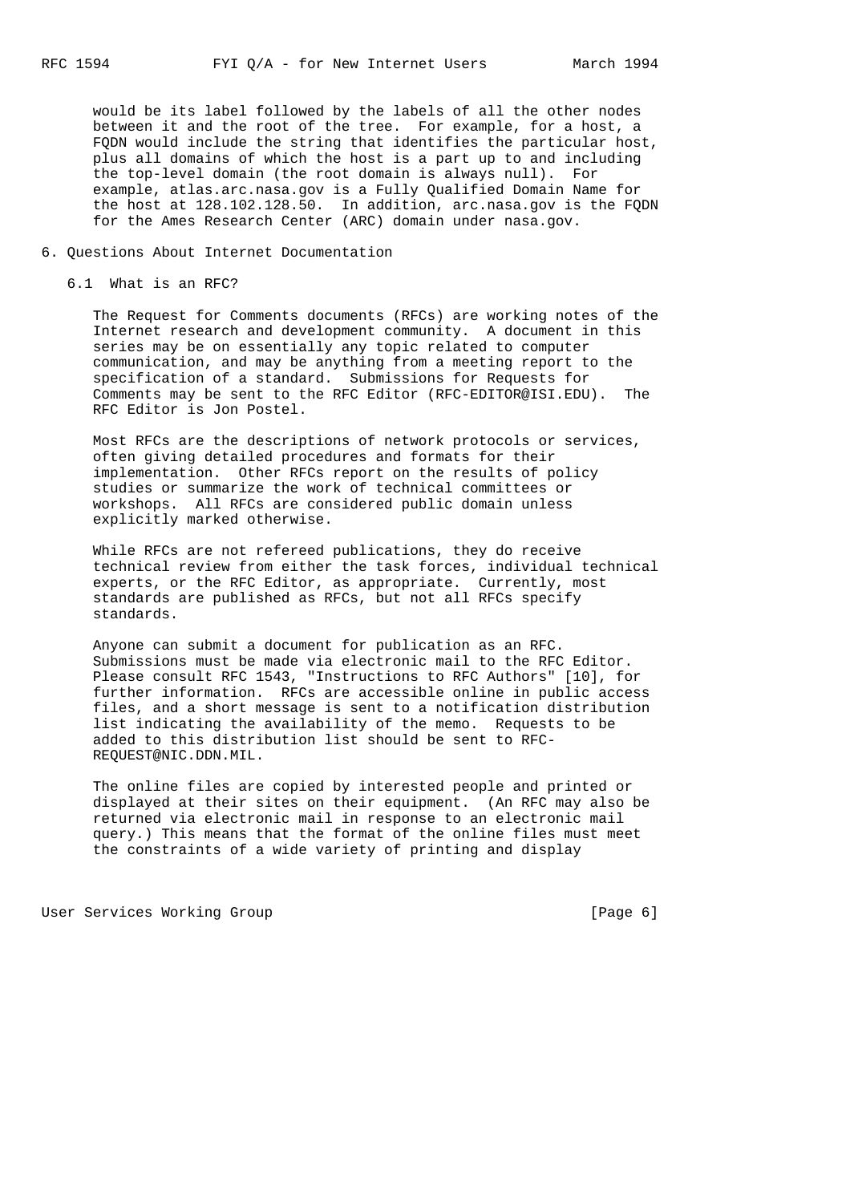would be its label followed by the labels of all the other nodes between it and the root of the tree. For example, for a host, a FQDN would include the string that identifies the particular host, plus all domains of which the host is a part up to and including the top-level domain (the root domain is always null). For example, atlas.arc.nasa.gov is a Fully Qualified Domain Name for the host at 128.102.128.50. In addition, arc.nasa.gov is the FQDN for the Ames Research Center (ARC) domain under nasa.gov.

## 6. Questions About Internet Documentation

### 6.1 What is an RFC?

The Request for Comments documents (RFCs) are working notes of the Internet research and development community. A document in this series may be on essentially any topic related to computer communication, and may be anything from a meeting report to the specification of a standard. Submissions for Requests for Comments may be sent to the RFC Editor (RFC-EDITOR@ISI.EDU). The RFC Editor is Jon Postel.

Most RFCs are the descriptions of network protocols or services, often giving detailed procedures and formats for their implementation. Other RFCs report on the results of policy studies or summarize the work of technical committees or workshops. All RFCs are considered public domain unless explicitly marked otherwise.

While RFCs are not refereed publications, they do receive technical review from either the task forces, individual technical experts, or the RFC Editor, as appropriate. Currently, most standards are published as RFCs, but not all RFCs specify standards.

Anyone can submit a document for publication as an RFC. Submissions must be made via electronic mail to the RFC Editor. Please consult RFC 1543, "Instructions to RFC Authors" [10], for further information. RFCs are accessible online in public access files, and a short message is sent to a notification distribution list indicating the availability of the memo. Requests to be added to this distribution list should be sent to RFC-REQUEST@NIC.DDN.MIL.

The online files are copied by interested people and printed or displayed at their sites on their equipment. (An RFC may also be returned via electronic mail in response to an electronic mail query.) This means that the format of the online files must meet the constraints of a wide variety of printing and display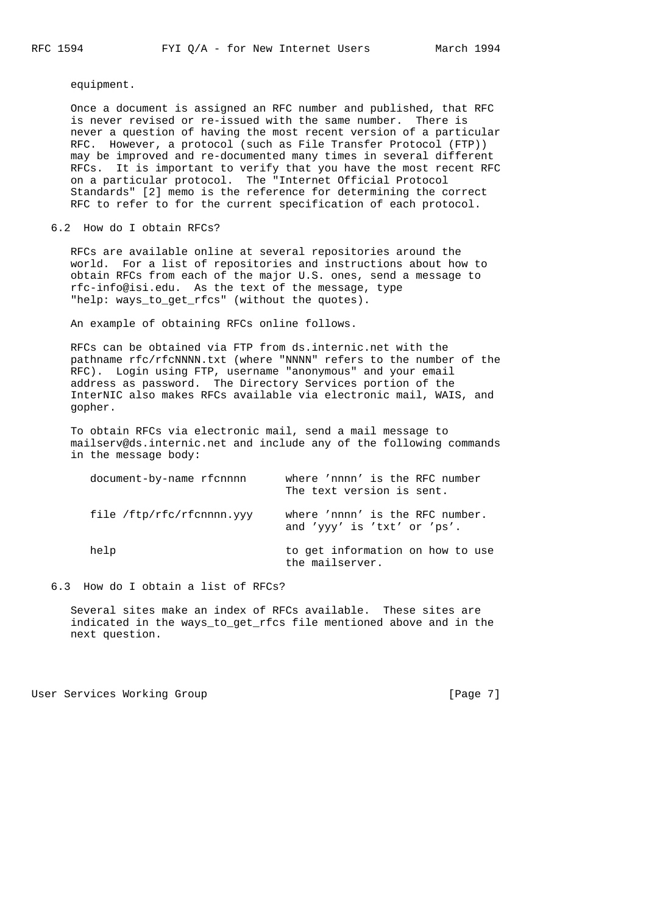equipment.

Once a document is assigned an RFC number and published, that RFC is never revised or re-issued with the same number. There is never a question of having the most recent version of a particular RFC. However, a protocol (such as File Transfer Protocol (FTP)) may be improved and re-documented many times in several different RFCs. It is important to verify that you have the most recent RFC on a particular protocol. The "Internet Official Protocol Standards" [2] memo is the reference for determining the correct RFC to refer to for the current specification of each protocol.

## 6.2 How do I obtain RFCs?

RFCs are available online at several repositories around the world. For a list of repositories and instructions about how to obtain RFCs from each of the major U.S. ones, send a message to rfc-info@isi.edu. As the text of the message, type "help: ways_to_get_rfcs" (without the quotes).

An example of obtaining RFCs online follows.

RFCs can be obtained via FTP from ds.internic.net with the pathname rfc/rfcNNNN.txt (where "NNNN" refers to the number of the RFC). Login using FTP, username "anonymous" and your email address as password. The Directory Services portion of the InterNIC also makes RFCs available via electronic mail, WAIS, and gopher.

To obtain RFCs via electronic mail, send a mail message to mailserv@ds.internic.net and include any of the following commands in the message body:

```
   document-by-name rfcnnnn      where 'nnnn' is the RFC number
                                 The text version is sent.

   file /ftp/rfc/rfcnnnn.yyy     where 'nnnn' is the RFC number.
                                 and 'yyy' is 'txt' or 'ps'.

   help                          to get information on how to use
                                 the mailserver.
```

## 6.3 How do I obtain a list of RFCs?

Several sites make an index of RFCs available. These sites are indicated in the ways_to_get_rfcs file mentioned above and in the next question.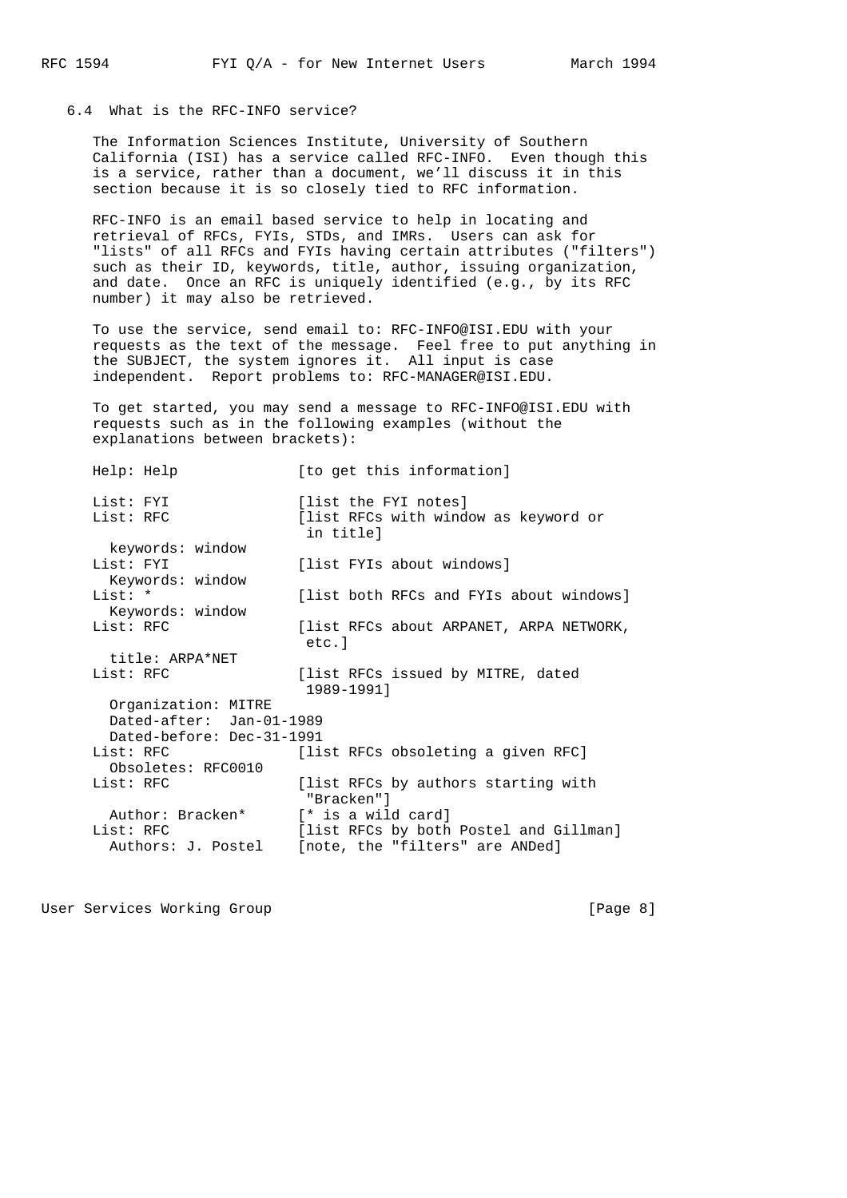### 6.4 What is the RFC-INFO service?

The Information Sciences Institute, University of Southern California (ISI) has a service called RFC-INFO. Even though this is a service, rather than a document, we'll discuss it in this section because it is so closely tied to RFC information.

RFC-INFO is an email based service to help in locating and retrieval of RFCs, FYIs, STDs, and IMRs. Users can ask for "lists" of all RFCs and FYIs having certain attributes ("filters") such as their ID, keywords, title, author, issuing organization, and date. Once an RFC is uniquely identified (e.g., by its RFC number) it may also be retrieved.

To use the service, send email to: RFC-INFO@ISI.EDU with your requests as the text of the message. Feel free to put anything in the SUBJECT, the system ignores it. All input is case independent. Report problems to: RFC-MANAGER@ISI.EDU.

To get started, you may send a message to RFC-INFO@ISI.EDU with requests such as in the following examples (without the explanations between brackets):

```
Help: Help              [to get this information]

List: FYI               [list the FYI notes]
List: RFC               [list RFCs with window as keyword or
                         in title]
  keywords: window
List: FYI               [list FYIs about windows]
  Keywords: window
List: *                 [list both RFCs and FYIs about windows]
  Keywords: window
List: RFC               [list RFCs about ARPANET, ARPA NETWORK,
                         etc.]
  title: ARPA*NET
List: RFC               [list RFCs issued by MITRE, dated
                         1989-1991]
  Organization: MITRE
  Dated-after:  Jan-01-1989
  Dated-before: Dec-31-1991
List: RFC               [list RFCs obsoleting a given RFC]
  Obsoletes: RFC0010
List: RFC               [list RFCs by authors starting with
                         "Bracken"]
  Author: Bracken*      [* is a wild card]
List: RFC               [list RFCs by both Postel and Gillman]
  Authors: J. Postel    [note, the "filters" are ANDed]
```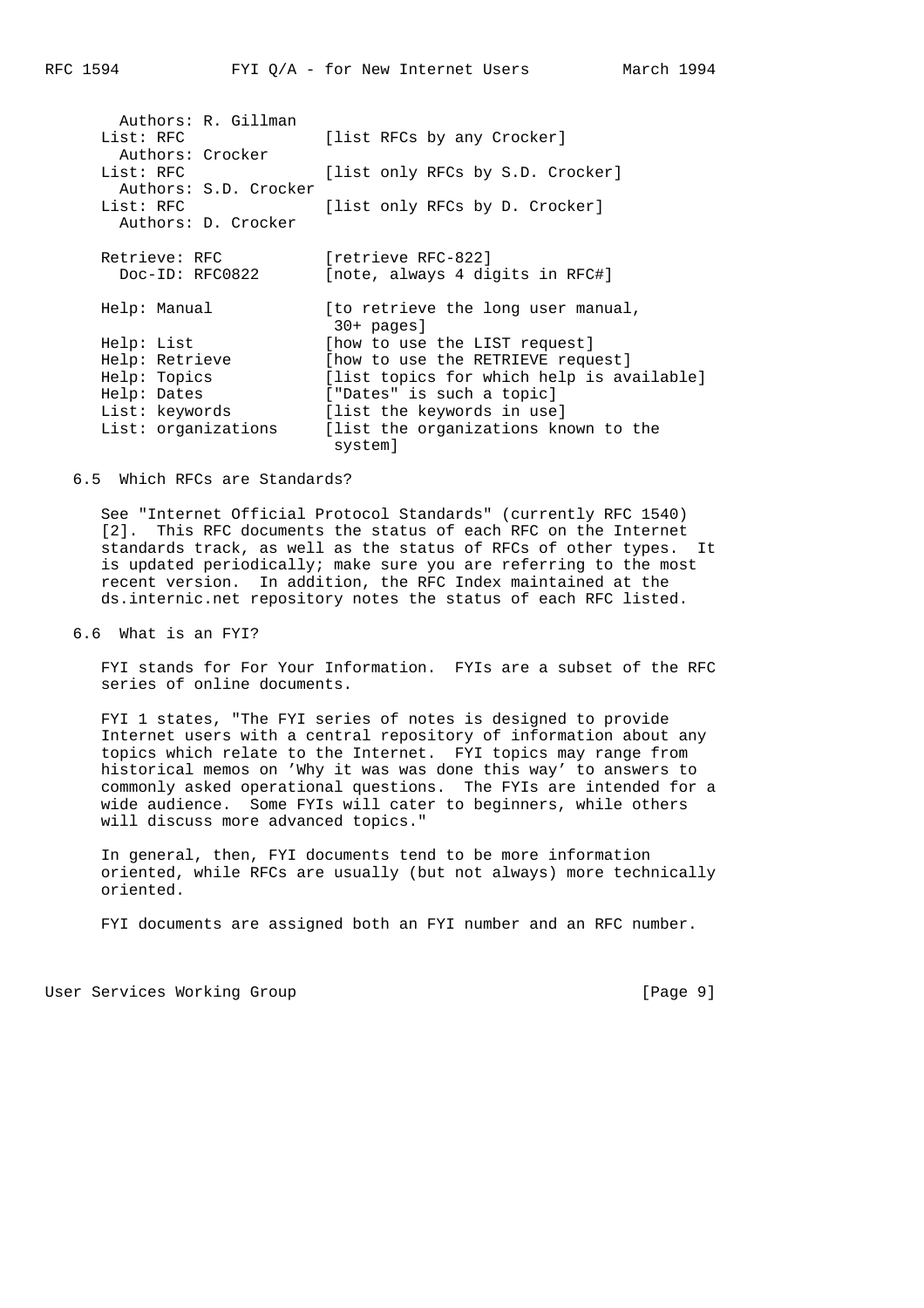```
  Authors: R. Gillman
List: RFC              [list RFCs by any Crocker]
  Authors: Crocker
List: RFC              [list only RFCs by S.D. Crocker]
  Authors: S.D. Crocker
List: RFC              [list only RFCs by D. Crocker]
  Authors: D. Crocker

Retrieve: RFC          [retrieve RFC-822]
  Doc-ID: RFC0822      [note, always 4 digits in RFC#]

Help: Manual           [to retrieve the long user manual,
                        30+ pages]
Help: List             [how to use the LIST request]
Help: Retrieve         [how to use the RETRIEVE request]
Help: Topics           [list topics for which help is available]
Help: Dates            ["Dates" is such a topic]
List: keywords         [list the keywords in use]
List: organizations    [list the organizations known to the
                        system]
```

## 6.5 Which RFCs are Standards?

See "Internet Official Protocol Standards" (currently RFC 1540) [2]. This RFC documents the status of each RFC on the Internet standards track, as well as the status of RFCs of other types. It is updated periodically; make sure you are referring to the most recent version. In addition, the RFC Index maintained at the ds.internic.net repository notes the status of each RFC listed.

## 6.6 What is an FYI?

FYI stands for For Your Information. FYIs are a subset of the RFC series of online documents.

FYI 1 states, "The FYI series of notes is designed to provide Internet users with a central repository of information about any topics which relate to the Internet. FYI topics may range from historical memos on 'Why it was was done this way' to answers to commonly asked operational questions. The FYIs are intended for a wide audience. Some FYIs will cater to beginners, while others will discuss more advanced topics."

In general, then, FYI documents tend to be more information oriented, while RFCs are usually (but not always) more technically oriented.

FYI documents are assigned both an FYI number and an RFC number.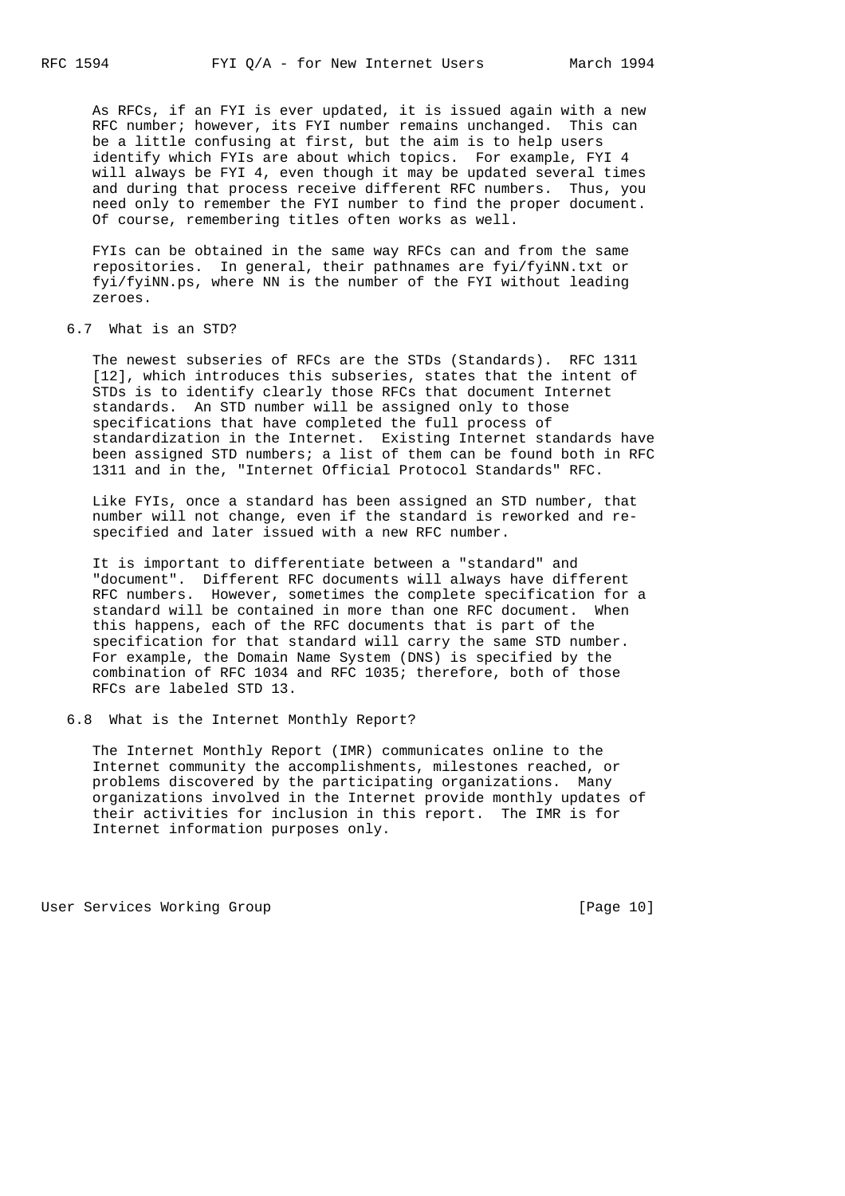As RFCs, if an FYI is ever updated, it is issued again with a new RFC number; however, its FYI number remains unchanged. This can be a little confusing at first, but the aim is to help users identify which FYIs are about which topics. For example, FYI 4 will always be FYI 4, even though it may be updated several times and during that process receive different RFC numbers. Thus, you need only to remember the FYI number to find the proper document. Of course, remembering titles often works as well.

FYIs can be obtained in the same way RFCs can and from the same repositories. In general, their pathnames are fyi/fyiNN.txt or fyi/fyiNN.ps, where NN is the number of the FYI without leading zeroes.

### 6.7 What is an STD?

The newest subseries of RFCs are the STDs (Standards). RFC 1311 [12], which introduces this subseries, states that the intent of STDs is to identify clearly those RFCs that document Internet standards. An STD number will be assigned only to those specifications that have completed the full process of standardization in the Internet. Existing Internet standards have been assigned STD numbers; a list of them can be found both in RFC 1311 and in the, "Internet Official Protocol Standards" RFC.

Like FYIs, once a standard has been assigned an STD number, that number will not change, even if the standard is reworked and re-specified and later issued with a new RFC number.

It is important to differentiate between a "standard" and "document". Different RFC documents will always have different RFC numbers. However, sometimes the complete specification for a standard will be contained in more than one RFC document. When this happens, each of the RFC documents that is part of the specification for that standard will carry the same STD number. For example, the Domain Name System (DNS) is specified by the combination of RFC 1034 and RFC 1035; therefore, both of those RFCs are labeled STD 13.

### 6.8 What is the Internet Monthly Report?

The Internet Monthly Report (IMR) communicates online to the Internet community the accomplishments, milestones reached, or problems discovered by the participating organizations. Many organizations involved in the Internet provide monthly updates of their activities for inclusion in this report. The IMR is for Internet information purposes only.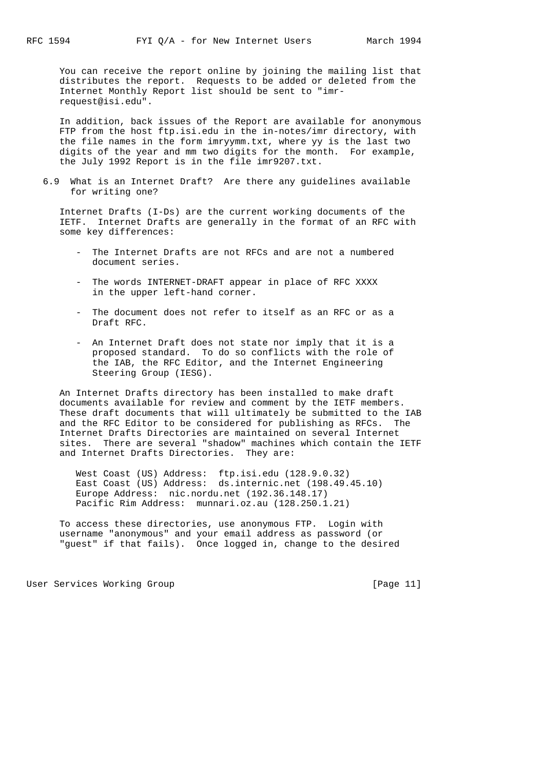You can receive the report online by joining the mailing list that distributes the report. Requests to be added or deleted from the Internet Monthly Report list should be sent to "imr-request@isi.edu".

In addition, back issues of the Report are available for anonymous FTP from the host ftp.isi.edu in the in-notes/imr directory, with the file names in the form imryymm.txt, where yy is the last two digits of the year and mm two digits for the month. For example, the July 1992 Report is in the file imr9207.txt.

### 6.9 What is an Internet Draft? Are there any guidelines available for writing one?

Internet Drafts (I-Ds) are the current working documents of the IETF. Internet Drafts are generally in the format of an RFC with some key differences:

- The Internet Drafts are not RFCs and are not a numbered document series.
- The words INTERNET-DRAFT appear in place of RFC XXXX in the upper left-hand corner.
- The document does not refer to itself as an RFC or as a Draft RFC.
- An Internet Draft does not state nor imply that it is a proposed standard. To do so conflicts with the role of the IAB, the RFC Editor, and the Internet Engineering Steering Group (IESG).

An Internet Drafts directory has been installed to make draft documents available for review and comment by the IETF members. These draft documents that will ultimately be submitted to the IAB and the RFC Editor to be considered for publishing as RFCs. The Internet Drafts Directories are maintained on several Internet sites. There are several "shadow" machines which contain the IETF and Internet Drafts Directories. They are:

```
West Coast (US) Address:  ftp.isi.edu (128.9.0.32)
East Coast (US) Address:  ds.internic.net (198.49.45.10)
Europe Address:  nic.nordu.net (192.36.148.17)
Pacific Rim Address:  munnari.oz.au (128.250.1.21)
```

To access these directories, use anonymous FTP. Login with username "anonymous" and your email address as password (or "guest" if that fails). Once logged in, change to the desired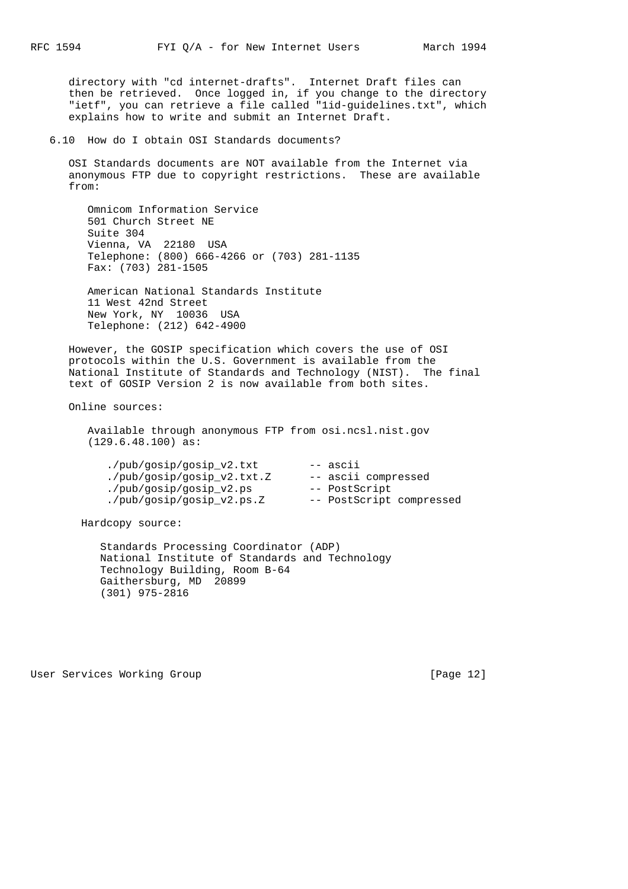directory with "cd internet-drafts". Internet Draft files can then be retrieved. Once logged in, if you change to the directory "ietf", you can retrieve a file called "1id-guidelines.txt", which explains how to write and submit an Internet Draft.

### 6.10 How do I obtain OSI Standards documents?

OSI Standards documents are NOT available from the Internet via anonymous FTP due to copyright restrictions. These are available from:

```
Omnicom Information Service
501 Church Street NE
Suite 304
Vienna, VA  22180  USA
Telephone: (800) 666-4266 or (703) 281-1135
Fax: (703) 281-1505

American National Standards Institute
11 West 42nd Street
New York, NY  10036  USA
Telephone: (212) 642-4900
```

However, the GOSIP specification which covers the use of OSI protocols within the U.S. Government is available from the National Institute of Standards and Technology (NIST). The final text of GOSIP Version 2 is now available from both sites.

Online sources:

Available through anonymous FTP from osi.ncsl.nist.gov (129.6.48.100) as:

```
./pub/gosip/gosip_v2.txt        -- ascii
./pub/gosip/gosip_v2.txt.Z      -- ascii compressed
./pub/gosip/gosip_v2.ps         -- PostScript
./pub/gosip/gosip_v2.ps.Z       -- PostScript compressed
```

Hardcopy source:

```
Standards Processing Coordinator (ADP)
National Institute of Standards and Technology
Technology Building, Room B-64
Gaithersburg, MD  20899
(301) 975-2816
```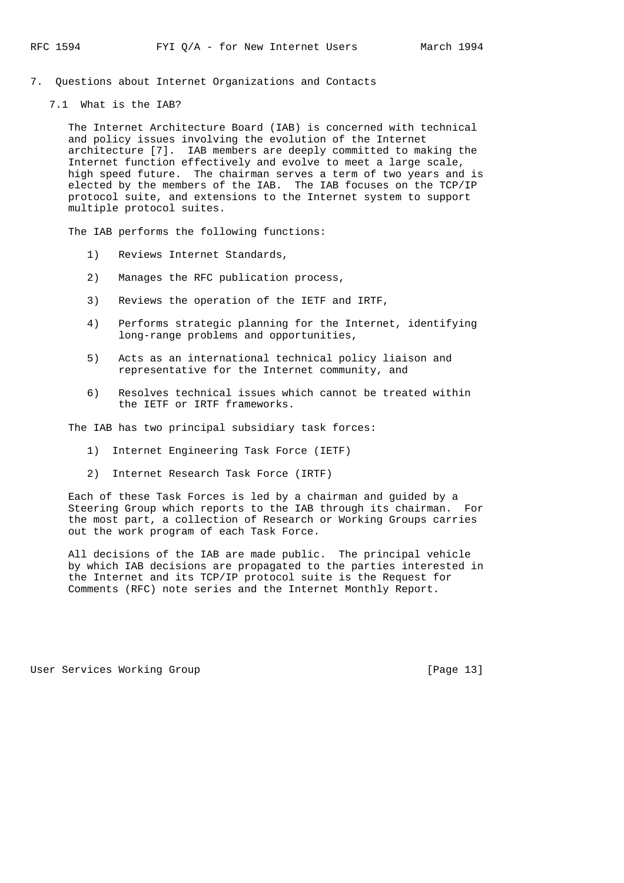## 7. Questions about Internet Organizations and Contacts

### 7.1 What is the IAB?

The Internet Architecture Board (IAB) is concerned with technical and policy issues involving the evolution of the Internet architecture [7]. IAB members are deeply committed to making the Internet function effectively and evolve to meet a large scale, high speed future. The chairman serves a term of two years and is elected by the members of the IAB. The IAB focuses on the TCP/IP protocol suite, and extensions to the Internet system to support multiple protocol suites.

The IAB performs the following functions:

1) Reviews Internet Standards,
2) Manages the RFC publication process,
3) Reviews the operation of the IETF and IRTF,
4) Performs strategic planning for the Internet, identifying long-range problems and opportunities,
5) Acts as an international technical policy liaison and representative for the Internet community, and
6) Resolves technical issues which cannot be treated within the IETF or IRTF frameworks.

The IAB has two principal subsidiary task forces:

1) Internet Engineering Task Force (IETF)
2) Internet Research Task Force (IRTF)

Each of these Task Forces is led by a chairman and guided by a Steering Group which reports to the IAB through its chairman. For the most part, a collection of Research or Working Groups carries out the work program of each Task Force.

All decisions of the IAB are made public. The principal vehicle by which IAB decisions are propagated to the parties interested in the Internet and its TCP/IP protocol suite is the Request for Comments (RFC) note series and the Internet Monthly Report.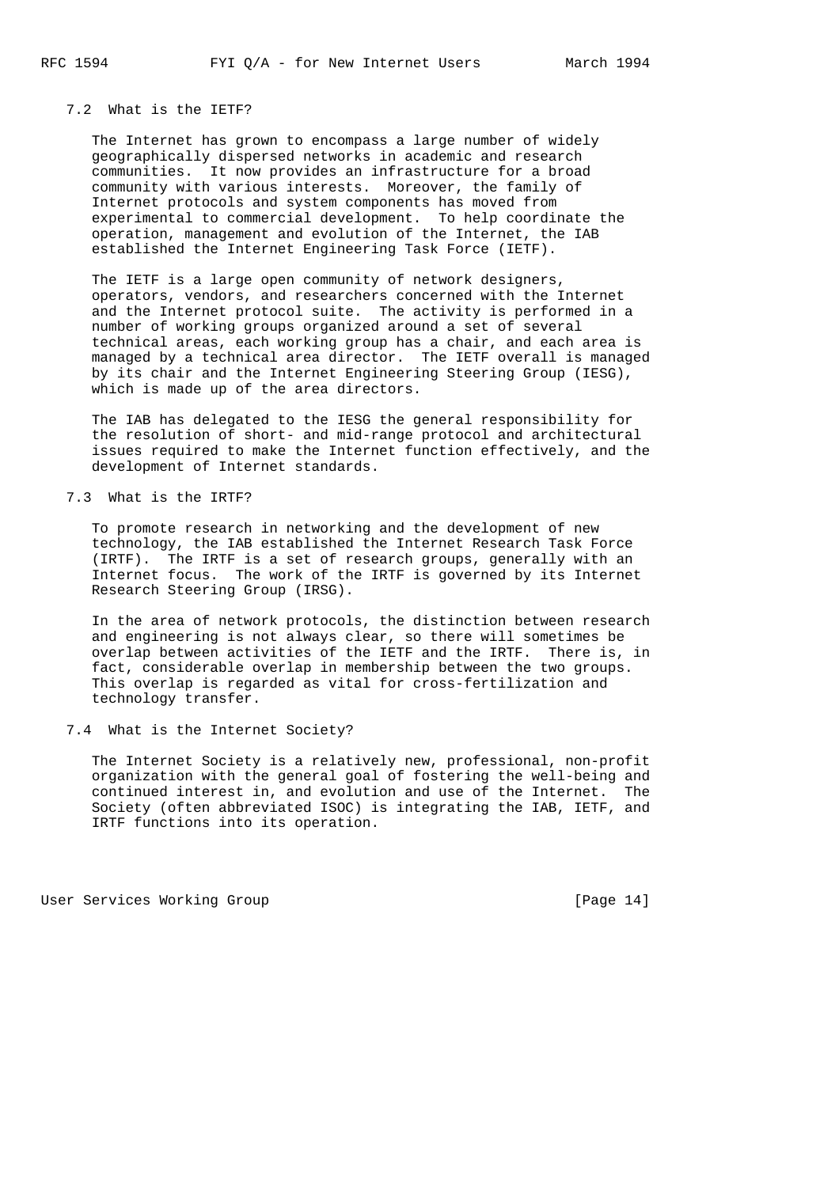## 7.2 What is the IETF?

The Internet has grown to encompass a large number of widely geographically dispersed networks in academic and research communities. It now provides an infrastructure for a broad community with various interests. Moreover, the family of Internet protocols and system components has moved from experimental to commercial development. To help coordinate the operation, management and evolution of the Internet, the IAB established the Internet Engineering Task Force (IETF).

The IETF is a large open community of network designers, operators, vendors, and researchers concerned with the Internet and the Internet protocol suite. The activity is performed in a number of working groups organized around a set of several technical areas, each working group has a chair, and each area is managed by a technical area director. The IETF overall is managed by its chair and the Internet Engineering Steering Group (IESG), which is made up of the area directors.

The IAB has delegated to the IESG the general responsibility for the resolution of short- and mid-range protocol and architectural issues required to make the Internet function effectively, and the development of Internet standards.

## 7.3 What is the IRTF?

To promote research in networking and the development of new technology, the IAB established the Internet Research Task Force (IRTF). The IRTF is a set of research groups, generally with an Internet focus. The work of the IRTF is governed by its Internet Research Steering Group (IRSG).

In the area of network protocols, the distinction between research and engineering is not always clear, so there will sometimes be overlap between activities of the IETF and the IRTF. There is, in fact, considerable overlap in membership between the two groups. This overlap is regarded as vital for cross-fertilization and technology transfer.

## 7.4 What is the Internet Society?

The Internet Society is a relatively new, professional, non-profit organization with the general goal of fostering the well-being and continued interest in, and evolution and use of the Internet. The Society (often abbreviated ISOC) is integrating the IAB, IETF, and IRTF functions into its operation.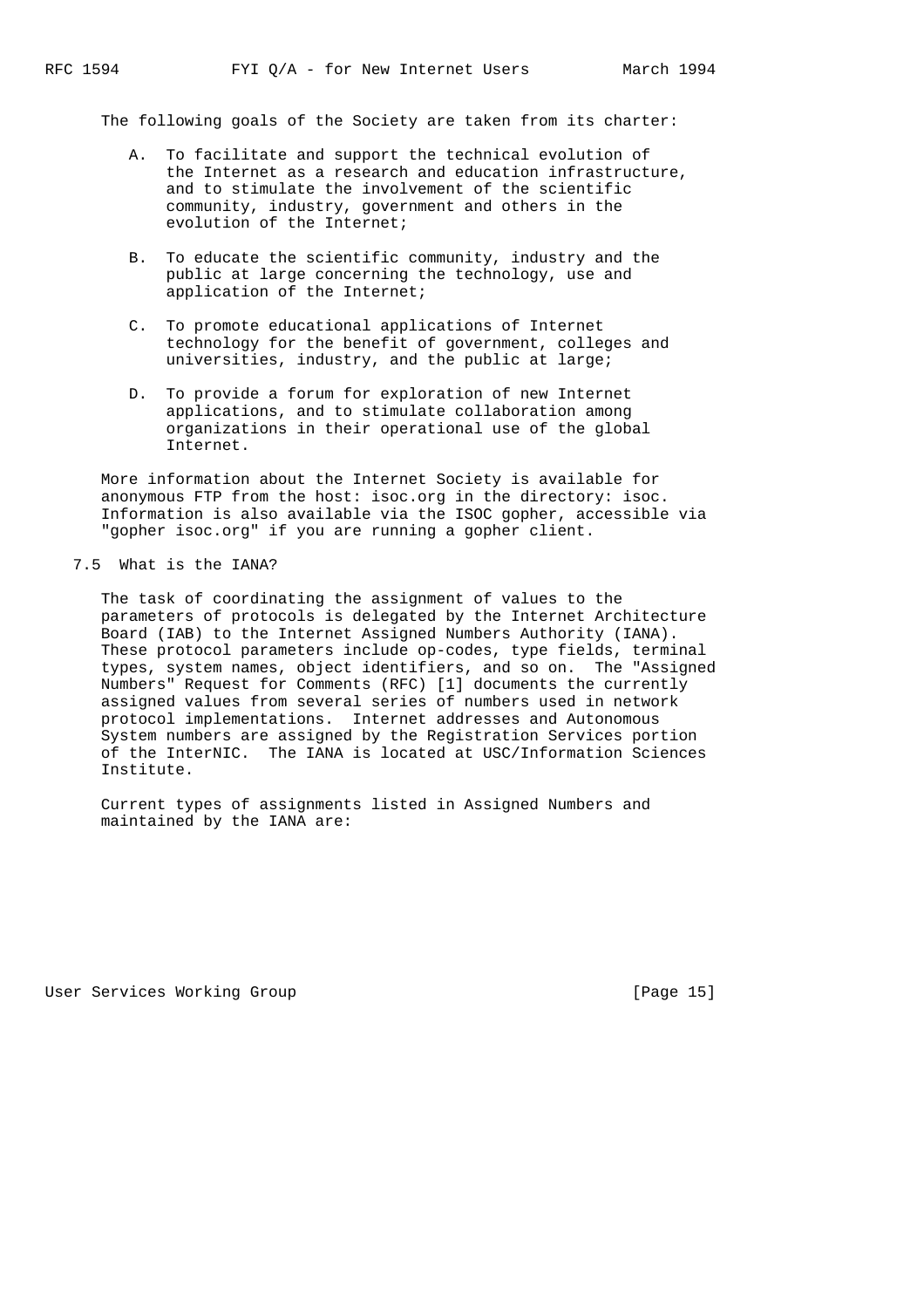The following goals of the Society are taken from its charter:

A. To facilitate and support the technical evolution of the Internet as a research and education infrastructure, and to stimulate the involvement of the scientific community, industry, government and others in the evolution of the Internet;

B. To educate the scientific community, industry and the public at large concerning the technology, use and application of the Internet;

C. To promote educational applications of Internet technology for the benefit of government, colleges and universities, industry, and the public at large;

D. To provide a forum for exploration of new Internet applications, and to stimulate collaboration among organizations in their operational use of the global Internet.

More information about the Internet Society is available for anonymous FTP from the host: isoc.org in the directory: isoc. Information is also available via the ISOC gopher, accessible via "gopher isoc.org" if you are running a gopher client.

## 7.5 What is the IANA?

The task of coordinating the assignment of values to the parameters of protocols is delegated by the Internet Architecture Board (IAB) to the Internet Assigned Numbers Authority (IANA). These protocol parameters include op-codes, type fields, terminal types, system names, object identifiers, and so on. The "Assigned Numbers" Request for Comments (RFC) [1] documents the currently assigned values from several series of numbers used in network protocol implementations. Internet addresses and Autonomous System numbers are assigned by the Registration Services portion of the InterNIC. The IANA is located at USC/Information Sciences Institute.

Current types of assignments listed in Assigned Numbers and maintained by the IANA are: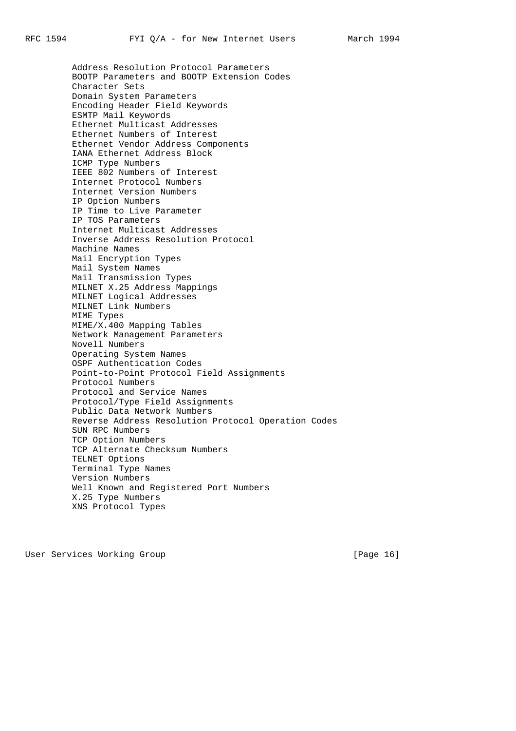Address Resolution Protocol Parameters
BOOTP Parameters and BOOTP Extension Codes
Character Sets
Domain System Parameters
Encoding Header Field Keywords
ESMTP Mail Keywords
Ethernet Multicast Addresses
Ethernet Numbers of Interest
Ethernet Vendor Address Components
IANA Ethernet Address Block
ICMP Type Numbers
IEEE 802 Numbers of Interest
Internet Protocol Numbers
Internet Version Numbers
IP Option Numbers
IP Time to Live Parameter
IP TOS Parameters
Internet Multicast Addresses
Inverse Address Resolution Protocol
Machine Names
Mail Encryption Types
Mail System Names
Mail Transmission Types
MILNET X.25 Address Mappings
MILNET Logical Addresses
MILNET Link Numbers
MIME Types
MIME/X.400 Mapping Tables
Network Management Parameters
Novell Numbers
Operating System Names
OSPF Authentication Codes
Point-to-Point Protocol Field Assignments
Protocol Numbers
Protocol and Service Names
Protocol/Type Field Assignments
Public Data Network Numbers
Reverse Address Resolution Protocol Operation Codes
SUN RPC Numbers
TCP Option Numbers
TCP Alternate Checksum Numbers
TELNET Options
Terminal Type Names
Version Numbers
Well Known and Registered Port Numbers
X.25 Type Numbers
XNS Protocol Types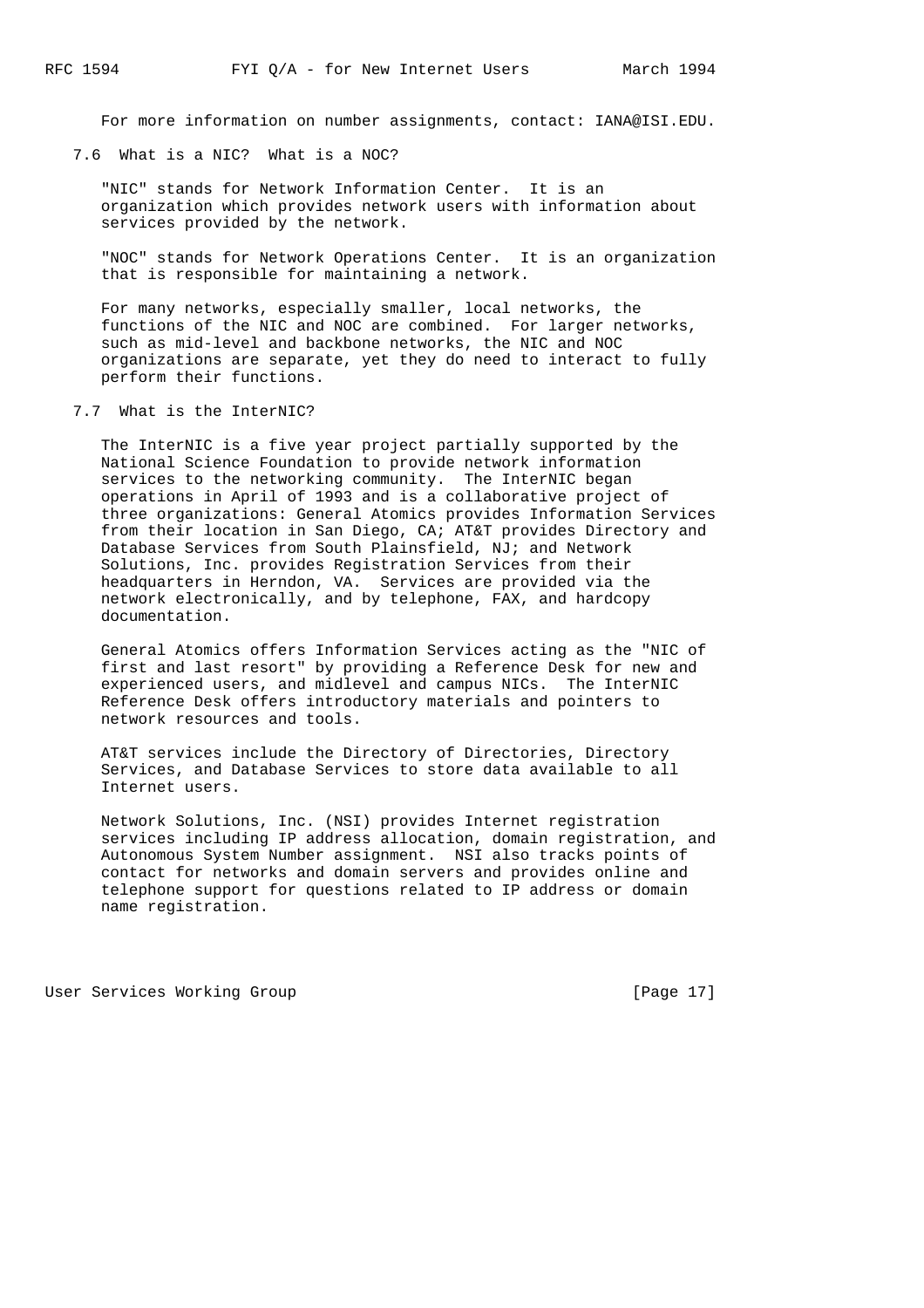For more information on number assignments, contact: IANA@ISI.EDU.

## 7.6 What is a NIC? What is a NOC?

"NIC" stands for Network Information Center. It is an organization which provides network users with information about services provided by the network.

"NOC" stands for Network Operations Center. It is an organization that is responsible for maintaining a network.

For many networks, especially smaller, local networks, the functions of the NIC and NOC are combined. For larger networks, such as mid-level and backbone networks, the NIC and NOC organizations are separate, yet they do need to interact to fully perform their functions.

## 7.7 What is the InterNIC?

The InterNIC is a five year project partially supported by the National Science Foundation to provide network information services to the networking community. The InterNIC began operations in April of 1993 and is a collaborative project of three organizations: General Atomics provides Information Services from their location in San Diego, CA; AT&T provides Directory and Database Services from South Plainsfield, NJ; and Network Solutions, Inc. provides Registration Services from their headquarters in Herndon, VA. Services are provided via the network electronically, and by telephone, FAX, and hardcopy documentation.

General Atomics offers Information Services acting as the "NIC of first and last resort" by providing a Reference Desk for new and experienced users, and midlevel and campus NICs. The InterNIC Reference Desk offers introductory materials and pointers to network resources and tools.

AT&T services include the Directory of Directories, Directory Services, and Database Services to store data available to all Internet users.

Network Solutions, Inc. (NSI) provides Internet registration services including IP address allocation, domain registration, and Autonomous System Number assignment. NSI also tracks points of contact for networks and domain servers and provides online and telephone support for questions related to IP address or domain name registration.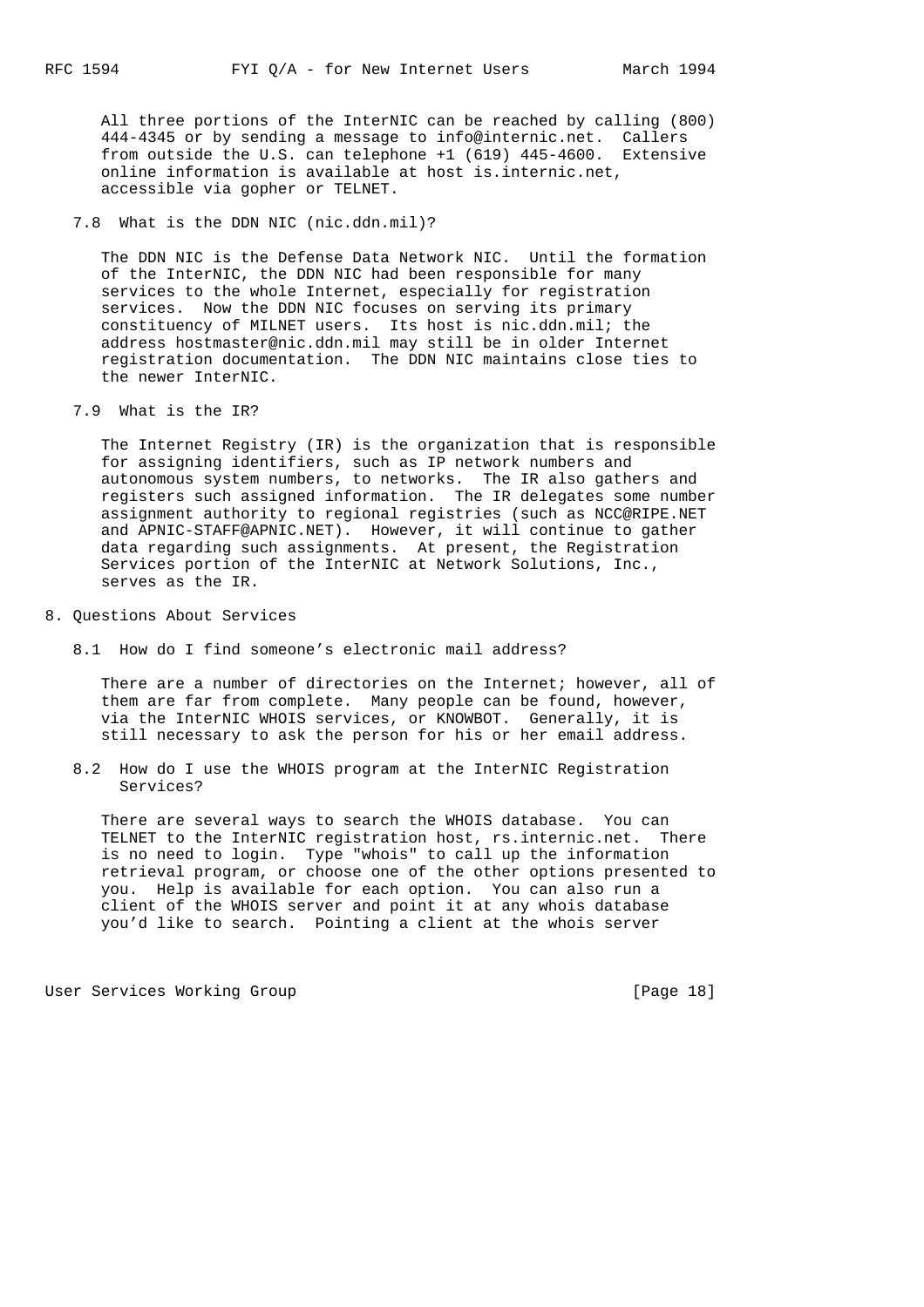All three portions of the InterNIC can be reached by calling (800) 444-4345 or by sending a message to info@internic.net. Callers from outside the U.S. can telephone +1 (619) 445-4600. Extensive online information is available at host is.internic.net, accessible via gopher or TELNET.

### 7.8 What is the DDN NIC (nic.ddn.mil)?

The DDN NIC is the Defense Data Network NIC. Until the formation of the InterNIC, the DDN NIC had been responsible for many services to the whole Internet, especially for registration services. Now the DDN NIC focuses on serving its primary constituency of MILNET users. Its host is nic.ddn.mil; the address hostmaster@nic.ddn.mil may still be in older Internet registration documentation. The DDN NIC maintains close ties to the newer InterNIC.

### 7.9 What is the IR?

The Internet Registry (IR) is the organization that is responsible for assigning identifiers, such as IP network numbers and autonomous system numbers, to networks. The IR also gathers and registers such assigned information. The IR delegates some number assignment authority to regional registries (such as NCC@RIPE.NET and APNIC-STAFF@APNIC.NET). However, it will continue to gather data regarding such assignments. At present, the Registration Services portion of the InterNIC at Network Solutions, Inc., serves as the IR.

## 8. Questions About Services

### 8.1 How do I find someone's electronic mail address?

There are a number of directories on the Internet; however, all of them are far from complete. Many people can be found, however, via the InterNIC WHOIS services, or KNOWBOT. Generally, it is still necessary to ask the person for his or her email address.

### 8.2 How do I use the WHOIS program at the InterNIC Registration Services?

There are several ways to search the WHOIS database. You can TELNET to the InterNIC registration host, rs.internic.net. There is no need to login. Type "whois" to call up the information retrieval program, or choose one of the other options presented to you. Help is available for each option. You can also run a client of the WHOIS server and point it at any whois database you'd like to search. Pointing a client at the whois server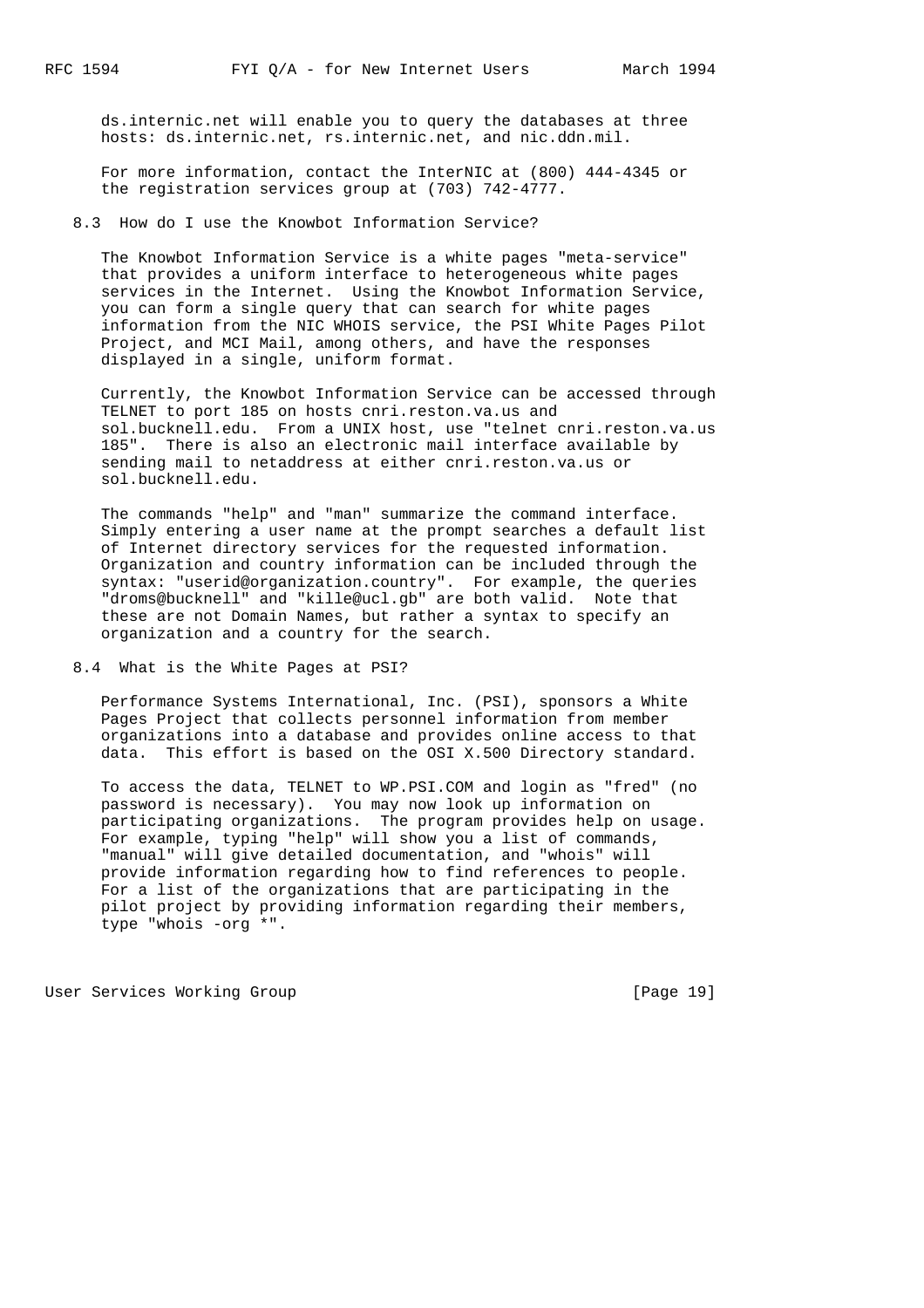ds.internic.net will enable you to query the databases at three hosts: ds.internic.net, rs.internic.net, and nic.ddn.mil.

For more information, contact the InterNIC at (800) 444-4345 or the registration services group at (703) 742-4777.

### 8.3 How do I use the Knowbot Information Service?

The Knowbot Information Service is a white pages "meta-service" that provides a uniform interface to heterogeneous white pages services in the Internet. Using the Knowbot Information Service, you can form a single query that can search for white pages information from the NIC WHOIS service, the PSI White Pages Pilot Project, and MCI Mail, among others, and have the responses displayed in a single, uniform format.

Currently, the Knowbot Information Service can be accessed through TELNET to port 185 on hosts cnri.reston.va.us and sol.bucknell.edu. From a UNIX host, use "telnet cnri.reston.va.us 185". There is also an electronic mail interface available by sending mail to netaddress at either cnri.reston.va.us or sol.bucknell.edu.

The commands "help" and "man" summarize the command interface. Simply entering a user name at the prompt searches a default list of Internet directory services for the requested information. Organization and country information can be included through the syntax: "userid@organization.country". For example, the queries "droms@bucknell" and "kille@ucl.gb" are both valid. Note that these are not Domain Names, but rather a syntax to specify an organization and a country for the search.

### 8.4 What is the White Pages at PSI?

Performance Systems International, Inc. (PSI), sponsors a White Pages Project that collects personnel information from member organizations into a database and provides online access to that data. This effort is based on the OSI X.500 Directory standard.

To access the data, TELNET to WP.PSI.COM and login as "fred" (no password is necessary). You may now look up information on participating organizations. The program provides help on usage. For example, typing "help" will show you a list of commands, "manual" will give detailed documentation, and "whois" will provide information regarding how to find references to people. For a list of the organizations that are participating in the pilot project by providing information regarding their members, type "whois -org *".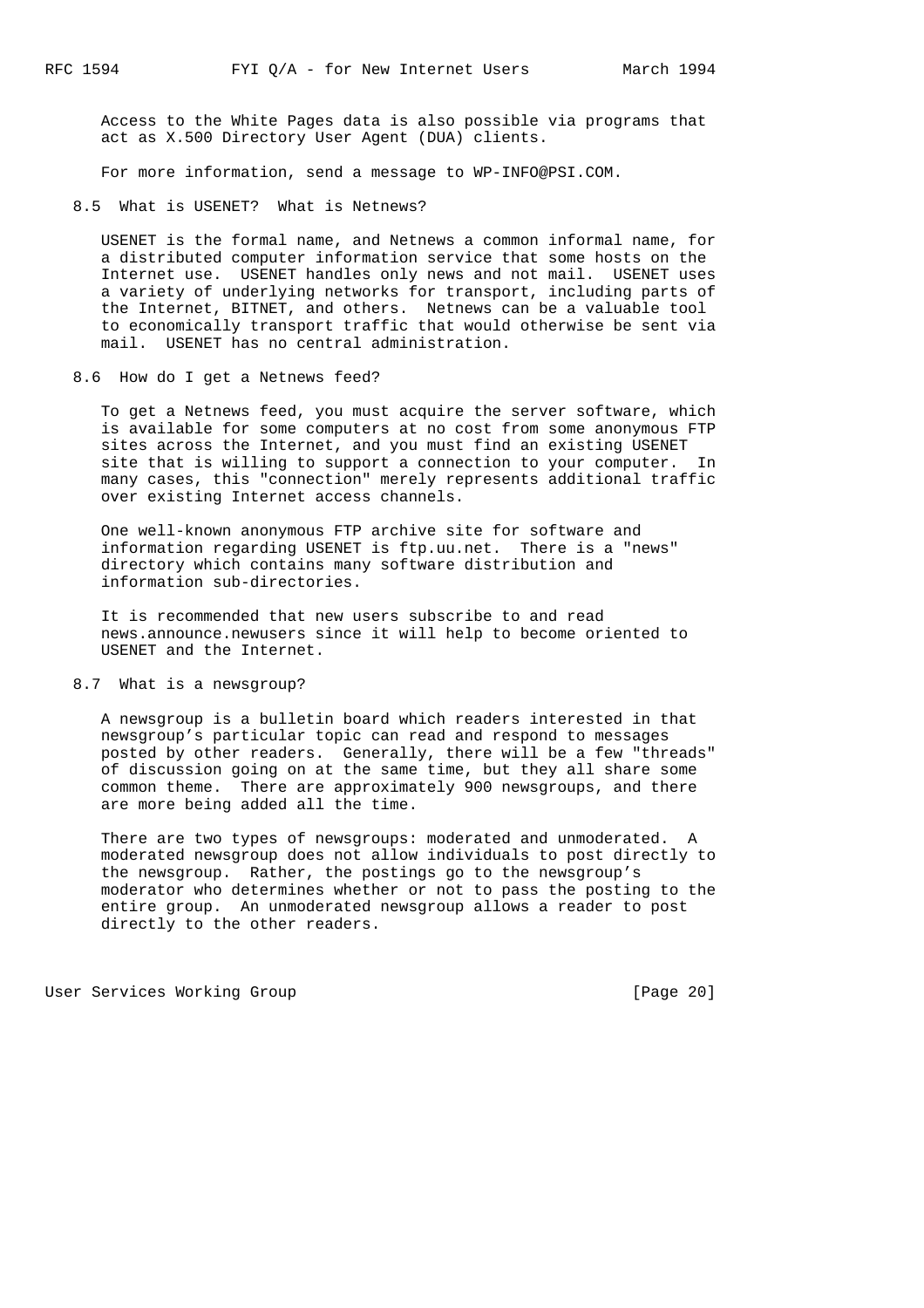Access to the White Pages data is also possible via programs that act as X.500 Directory User Agent (DUA) clients.

For more information, send a message to WP-INFO@PSI.COM.

### 8.5 What is USENET? What is Netnews?

USENET is the formal name, and Netnews a common informal name, for a distributed computer information service that some hosts on the Internet use. USENET handles only news and not mail. USENET uses a variety of underlying networks for transport, including parts of the Internet, BITNET, and others. Netnews can be a valuable tool to economically transport traffic that would otherwise be sent via mail. USENET has no central administration.

### 8.6 How do I get a Netnews feed?

To get a Netnews feed, you must acquire the server software, which is available for some computers at no cost from some anonymous FTP sites across the Internet, and you must find an existing USENET site that is willing to support a connection to your computer. In many cases, this "connection" merely represents additional traffic over existing Internet access channels.

One well-known anonymous FTP archive site for software and information regarding USENET is ftp.uu.net. There is a "news" directory which contains many software distribution and information sub-directories.

It is recommended that new users subscribe to and read news.announce.newusers since it will help to become oriented to USENET and the Internet.

### 8.7 What is a newsgroup?

A newsgroup is a bulletin board which readers interested in that newsgroup's particular topic can read and respond to messages posted by other readers. Generally, there will be a few "threads" of discussion going on at the same time, but they all share some common theme. There are approximately 900 newsgroups, and there are more being added all the time.

There are two types of newsgroups: moderated and unmoderated. A moderated newsgroup does not allow individuals to post directly to the newsgroup. Rather, the postings go to the newsgroup's moderator who determines whether or not to pass the posting to the entire group. An unmoderated newsgroup allows a reader to post directly to the other readers.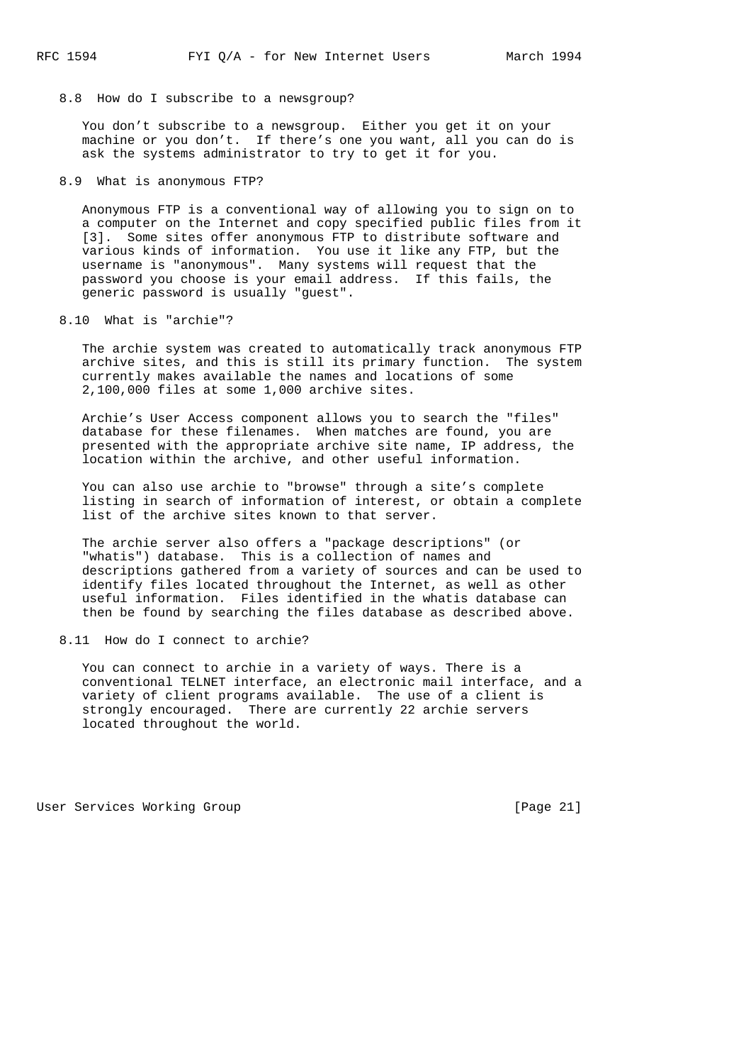### 8.8 How do I subscribe to a newsgroup?

You don't subscribe to a newsgroup. Either you get it on your machine or you don't. If there's one you want, all you can do is ask the systems administrator to try to get it for you.

### 8.9 What is anonymous FTP?

Anonymous FTP is a conventional way of allowing you to sign on to a computer on the Internet and copy specified public files from it [3]. Some sites offer anonymous FTP to distribute software and various kinds of information. You use it like any FTP, but the username is "anonymous". Many systems will request that the password you choose is your email address. If this fails, the generic password is usually "guest".

### 8.10 What is "archie"?

The archie system was created to automatically track anonymous FTP archive sites, and this is still its primary function. The system currently makes available the names and locations of some 2,100,000 files at some 1,000 archive sites.

Archie's User Access component allows you to search the "files" database for these filenames. When matches are found, you are presented with the appropriate archive site name, IP address, the location within the archive, and other useful information.

You can also use archie to "browse" through a site's complete listing in search of information of interest, or obtain a complete list of the archive sites known to that server.

The archie server also offers a "package descriptions" (or "whatis") database. This is a collection of names and descriptions gathered from a variety of sources and can be used to identify files located throughout the Internet, as well as other useful information. Files identified in the whatis database can then be found by searching the files database as described above.

### 8.11 How do I connect to archie?

You can connect to archie in a variety of ways. There is a conventional TELNET interface, an electronic mail interface, and a variety of client programs available. The use of a client is strongly encouraged. There are currently 22 archie servers located throughout the world.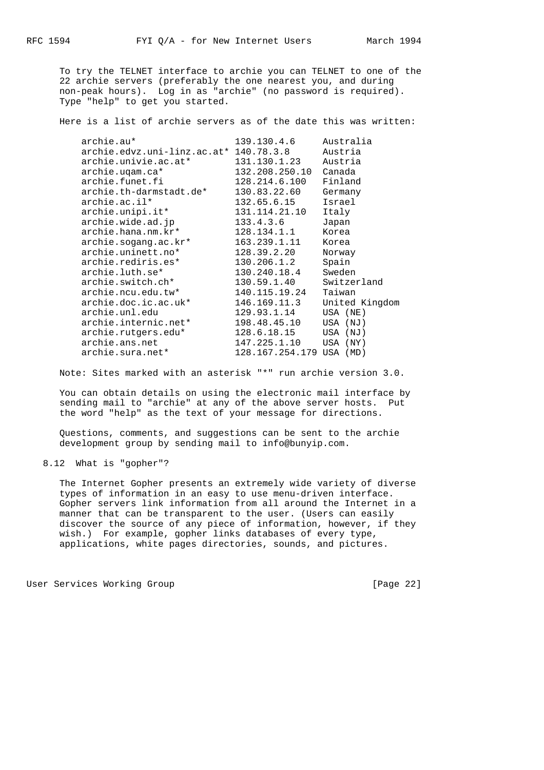To try the TELNET interface to archie you can TELNET to one of the 22 archie servers (preferably the one nearest you, and during non-peak hours). Log in as "archie" (no password is required). Type "help" to get you started.

Here is a list of archie servers as of the date this was written:

```
archie.au*                   139.130.4.6     Australia
archie.edvz.uni-linz.ac.at*  140.78.3.8      Austria
archie.univie.ac.at*         131.130.1.23    Austria
archie.uqam.ca*              132.208.250.10  Canada
archie.funet.fi              128.214.6.100   Finland
archie.th-darmstadt.de*      130.83.22.60    Germany
archie.ac.il*                132.65.6.15     Israel
archie.unipi.it*             131.114.21.10   Italy
archie.wide.ad.jp            133.4.3.6       Japan
archie.hana.nm.kr*           128.134.1.1     Korea
archie.sogang.ac.kr*         163.239.1.11    Korea
archie.uninett.no*           128.39.2.20     Norway
archie.rediris.es*           130.206.1.2     Spain
archie.luth.se*              130.240.18.4    Sweden
archie.switch.ch*            130.59.1.40     Switzerland
archie.ncu.edu.tw*           140.115.19.24   Taiwan
archie.doc.ic.ac.uk*         146.169.11.3    United Kingdom
archie.unl.edu               129.93.1.14     USA (NE)
archie.internic.net*         198.48.45.10    USA (NJ)
archie.rutgers.edu*          128.6.18.15     USA (NJ)
archie.ans.net               147.225.1.10    USA (NY)
archie.sura.net*             128.167.254.179 USA (MD)
```

Note: Sites marked with an asterisk "*" run archie version 3.0.

You can obtain details on using the electronic mail interface by sending mail to "archie" at any of the above server hosts. Put the word "help" as the text of your message for directions.

Questions, comments, and suggestions can be sent to the archie development group by sending mail to info@bunyip.com.

### 8.12 What is "gopher"?

The Internet Gopher presents an extremely wide variety of diverse types of information in an easy to use menu-driven interface. Gopher servers link information from all around the Internet in a manner that can be transparent to the user. (Users can easily discover the source of any piece of information, however, if they wish.) For example, gopher links databases of every type, applications, white pages directories, sounds, and pictures.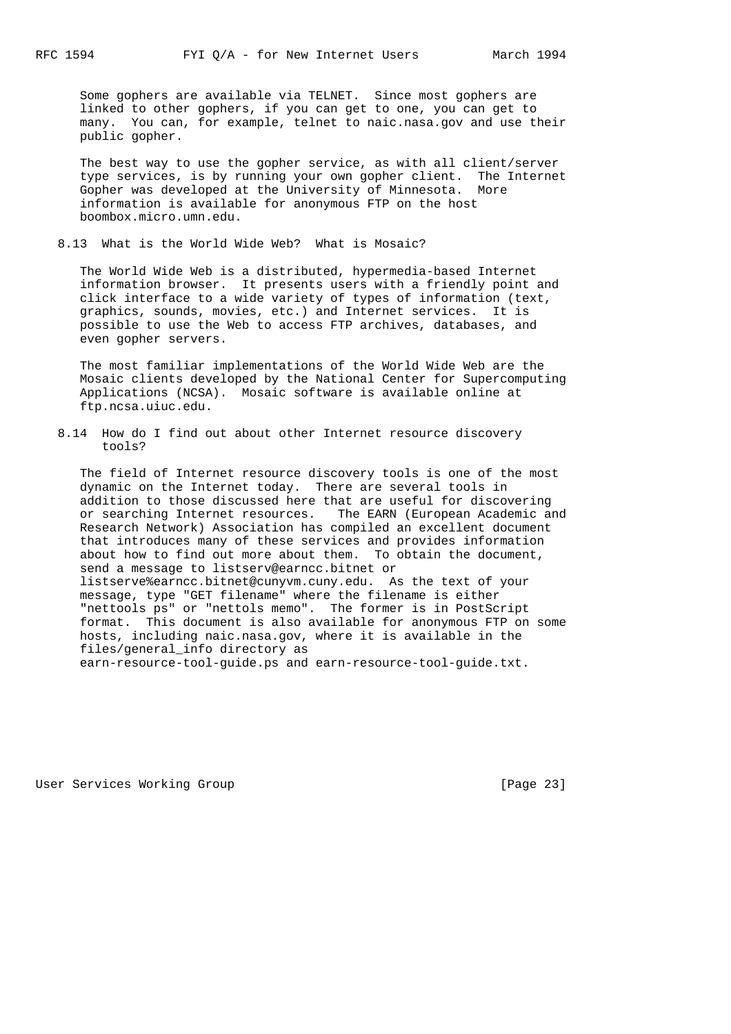Some gophers are available via TELNET. Since most gophers are linked to other gophers, if you can get to one, you can get to many. You can, for example, telnet to naic.nasa.gov and use their public gopher.

The best way to use the gopher service, as with all client/server type services, is by running your own gopher client. The Internet Gopher was developed at the University of Minnesota. More information is available for anonymous FTP on the host boombox.micro.umn.edu.

### 8.13 What is the World Wide Web? What is Mosaic?

The World Wide Web is a distributed, hypermedia-based Internet information browser. It presents users with a friendly point and click interface to a wide variety of types of information (text, graphics, sounds, movies, etc.) and Internet services. It is possible to use the Web to access FTP archives, databases, and even gopher servers.

The most familiar implementations of the World Wide Web are the Mosaic clients developed by the National Center for Supercomputing Applications (NCSA). Mosaic software is available online at ftp.ncsa.uiuc.edu.

### 8.14 How do I find out about other Internet resource discovery tools?

The field of Internet resource discovery tools is one of the most dynamic on the Internet today. There are several tools in addition to those discussed here that are useful for discovering or searching Internet resources. The EARN (European Academic and Research Network) Association has compiled an excellent document that introduces many of these services and provides information about how to find out more about them. To obtain the document, send a message to listserv@earncc.bitnet or listserve%earncc.bitnet@cunyvm.cuny.edu. As the text of your message, type "GET filename" where the filename is either "nettools ps" or "nettols memo". The former is in PostScript format. This document is also available for anonymous FTP on some hosts, including naic.nasa.gov, where it is available in the files/general_info directory as earn-resource-tool-guide.ps and earn-resource-tool-guide.txt.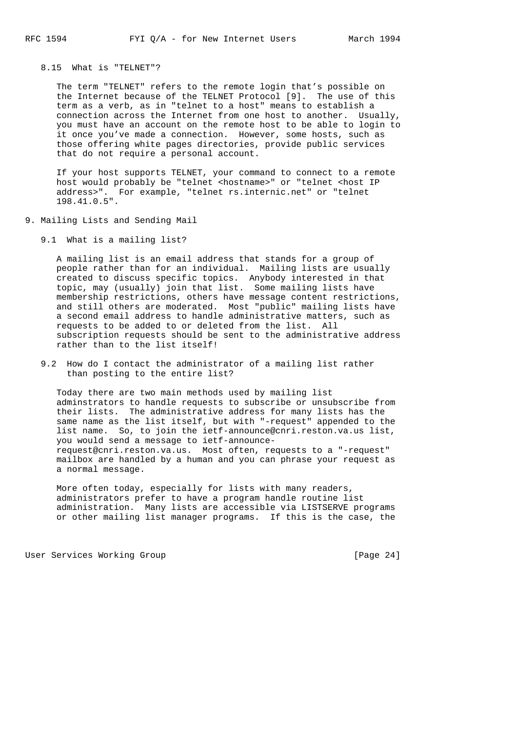### 8.15 What is "TELNET"?

The term "TELNET" refers to the remote login that's possible on the Internet because of the TELNET Protocol [9]. The use of this term as a verb, as in "telnet to a host" means to establish a connection across the Internet from one host to another. Usually, you must have an account on the remote host to be able to login to it once you've made a connection. However, some hosts, such as those offering white pages directories, provide public services that do not require a personal account.

If your host supports TELNET, your command to connect to a remote host would probably be "telnet <hostname>" or "telnet <host IP address>". For example, "telnet rs.internic.net" or "telnet 198.41.0.5".

## 9. Mailing Lists and Sending Mail

### 9.1 What is a mailing list?

A mailing list is an email address that stands for a group of people rather than for an individual. Mailing lists are usually created to discuss specific topics. Anybody interested in that topic, may (usually) join that list. Some mailing lists have membership restrictions, others have message content restrictions, and still others are moderated. Most "public" mailing lists have a second email address to handle administrative matters, such as requests to be added to or deleted from the list. All subscription requests should be sent to the administrative address rather than to the list itself!

### 9.2 How do I contact the administrator of a mailing list rather than posting to the entire list?

Today there are two main methods used by mailing list adminstrators to handle requests to subscribe or unsubscribe from their lists. The administrative address for many lists has the same name as the list itself, but with "-request" appended to the list name. So, to join the ietf-announce@cnri.reston.va.us list, you would send a message to ietf-announce-request@cnri.reston.va.us. Most often, requests to a "-request" mailbox are handled by a human and you can phrase your request as a normal message.

More often today, especially for lists with many readers, administrators prefer to have a program handle routine list administration. Many lists are accessible via LISTSERVE programs or other mailing list manager programs. If this is the case, the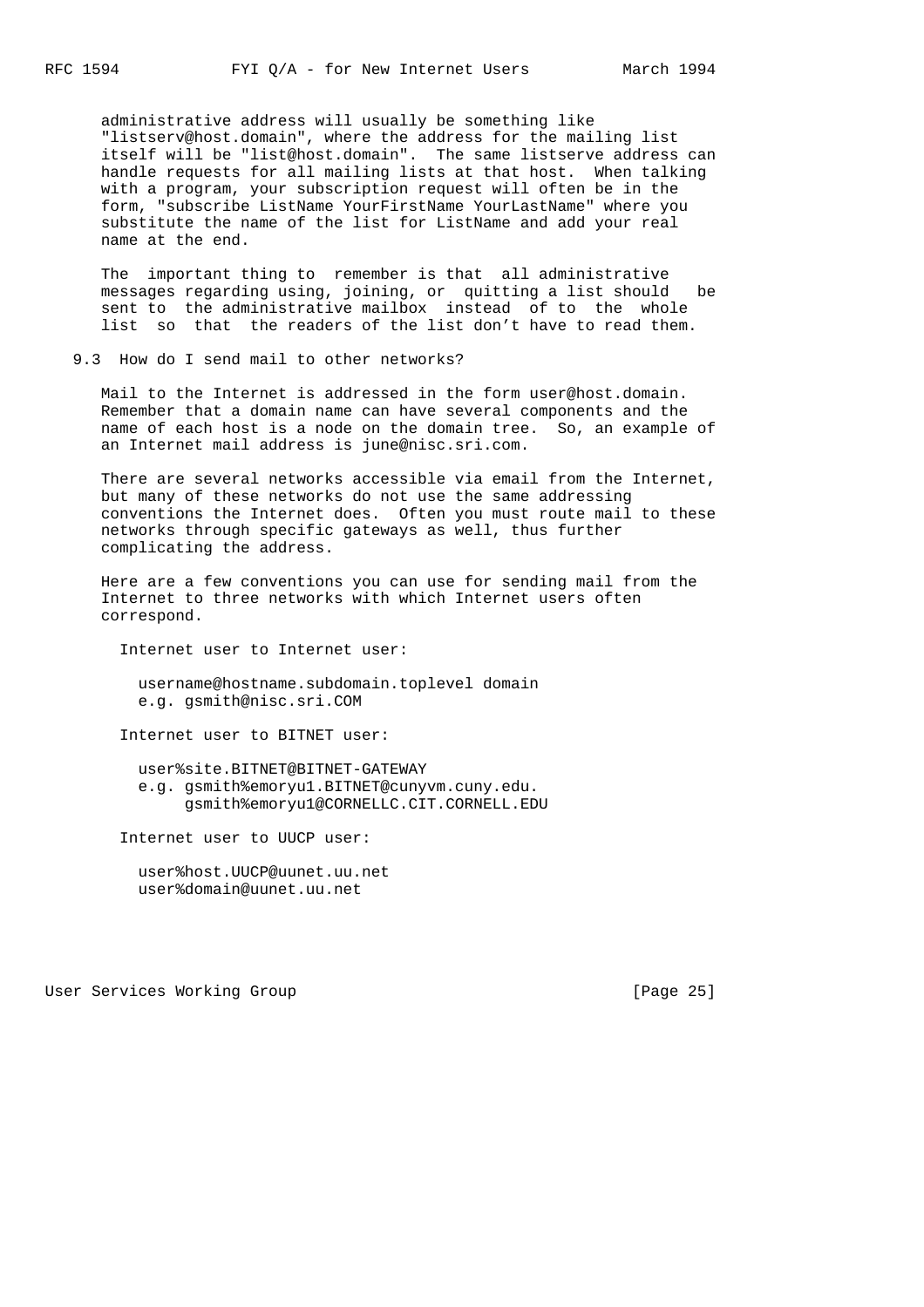administrative address will usually be something like "listserv@host.domain", where the address for the mailing list itself will be "list@host.domain". The same listserve address can handle requests for all mailing lists at that host. When talking with a program, your subscription request will often be in the form, "subscribe ListName YourFirstName YourLastName" where you substitute the name of the list for ListName and add your real name at the end.

The important thing to remember is that all administrative messages regarding using, joining, or quitting a list should be sent to the administrative mailbox instead of to the whole list so that the readers of the list don't have to read them.

### 9.3 How do I send mail to other networks?

Mail to the Internet is addressed in the form user@host.domain. Remember that a domain name can have several components and the name of each host is a node on the domain tree. So, an example of an Internet mail address is june@nisc.sri.com.

There are several networks accessible via email from the Internet, but many of these networks do not use the same addressing conventions the Internet does. Often you must route mail to these networks through specific gateways as well, thus further complicating the address.

Here are a few conventions you can use for sending mail from the Internet to three networks with which Internet users often correspond.

Internet user to Internet user:

```
username@hostname.subdomain.toplevel domain
e.g. gsmith@nisc.sri.COM
```

Internet user to BITNET user:

```
user%site.BITNET@BITNET-GATEWAY
e.g. gsmith%emoryu1.BITNET@cunyvm.cuny.edu.
     gsmith%emoryu1@CORNELLC.CIT.CORNELL.EDU
```

Internet user to UUCP user:

```
user%host.UUCP@uunet.uu.net
user%domain@uunet.uu.net
```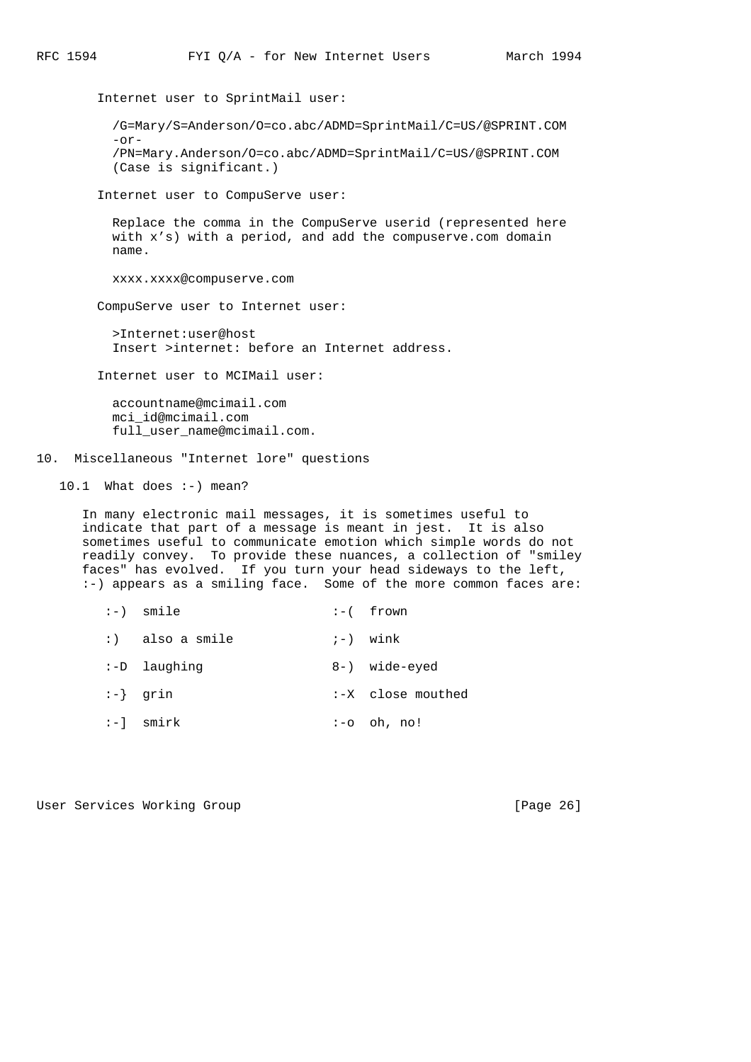Internet user to SprintMail user:

```
/G=Mary/S=Anderson/O=co.abc/ADMD=SprintMail/C=US/@SPRINT.COM
-or-
/PN=Mary.Anderson/O=co.abc/ADMD=SprintMail/C=US/@SPRINT.COM
(Case is significant.)
```

Internet user to CompuServe user:

Replace the comma in the CompuServe userid (represented here with x's) with a period, and add the compuserve.com domain name.

```
xxxx.xxxx@compuserve.com
```

CompuServe user to Internet user:

```
>Internet:user@host
```

Insert >internet: before an Internet address.

Internet user to MCIMail user:

```
accountname@mcimail.com
mci_id@mcimail.com
full_user_name@mcimail.com.
```

## 10. Miscellaneous "Internet lore" questions

### 10.1 What does :-) mean?

In many electronic mail messages, it is sometimes useful to indicate that part of a message is meant in jest. It is also sometimes useful to communicate emotion which simple words do not readily convey. To provide these nuances, a collection of "smiley faces" has evolved. If you turn your head sideways to the left, :-) appears as a smiling face. Some of the more common faces are:

```
:-)  smile                  :-(  frown

:)   also a smile           ;-)  wink

:-D  laughing               8-)  wide-eyed

:-}  grin                   :-X  close mouthed

:-]  smirk                  :-o  oh, no!
```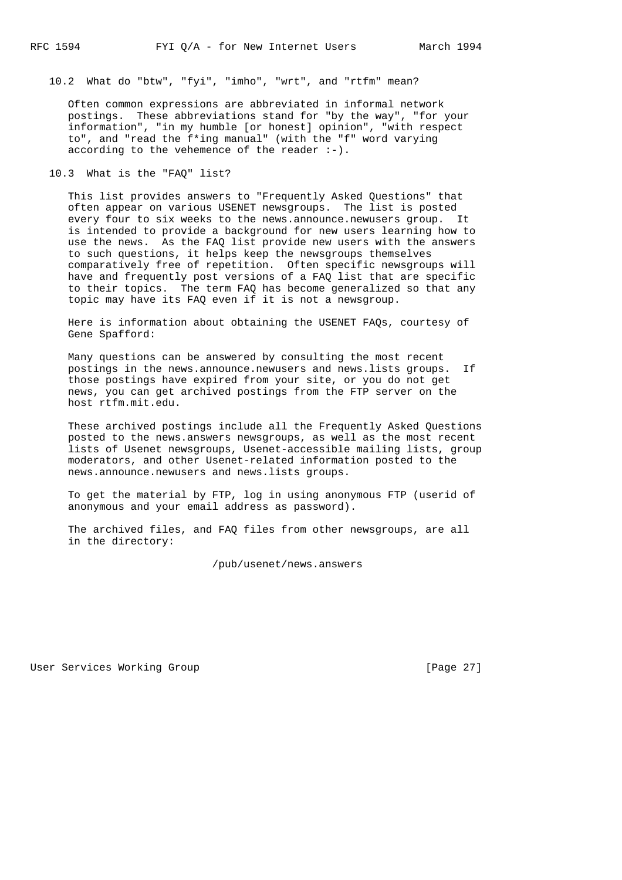### 10.2 What do "btw", "fyi", "imho", "wrt", and "rtfm" mean?

Often common expressions are abbreviated in informal network postings. These abbreviations stand for "by the way", "for your information", "in my humble [or honest] opinion", "with respect to", and "read the f*ing manual" (with the "f" word varying according to the vehemence of the reader :-).

### 10.3 What is the "FAQ" list?

This list provides answers to "Frequently Asked Questions" that often appear on various USENET newsgroups. The list is posted every four to six weeks to the news.announce.newusers group. It is intended to provide a background for new users learning how to use the news. As the FAQ list provide new users with the answers to such questions, it helps keep the newsgroups themselves comparatively free of repetition. Often specific newsgroups will have and frequently post versions of a FAQ list that are specific to their topics. The term FAQ has become generalized so that any topic may have its FAQ even if it is not a newsgroup.

Here is information about obtaining the USENET FAQs, courtesy of Gene Spafford:

Many questions can be answered by consulting the most recent postings in the news.announce.newusers and news.lists groups. If those postings have expired from your site, or you do not get news, you can get archived postings from the FTP server on the host rtfm.mit.edu.

These archived postings include all the Frequently Asked Questions posted to the news.answers newsgroups, as well as the most recent lists of Usenet newsgroups, Usenet-accessible mailing lists, group moderators, and other Usenet-related information posted to the news.announce.newusers and news.lists groups.

To get the material by FTP, log in using anonymous FTP (userid of anonymous and your email address as password).

The archived files, and FAQ files from other newsgroups, are all in the directory:

```
/pub/usenet/news.answers
```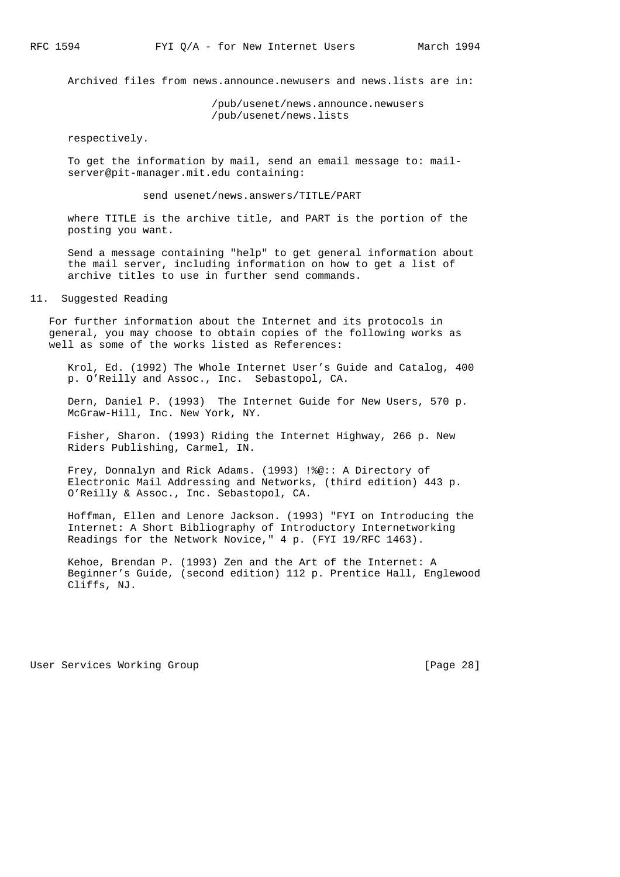Archived files from news.announce.newusers and news.lists are in:

```
/pub/usenet/news.announce.newusers
/pub/usenet/news.lists
```

respectively.

To get the information by mail, send an email message to: mail-server@pit-manager.mit.edu containing:

```
send usenet/news.answers/TITLE/PART
```

where TITLE is the archive title, and PART is the portion of the posting you want.

Send a message containing "help" to get general information about the mail server, including information on how to get a list of archive titles to use in further send commands.

## 11. Suggested Reading

For further information about the Internet and its protocols in general, you may choose to obtain copies of the following works as well as some of the works listed as References:

Krol, Ed. (1992) The Whole Internet User's Guide and Catalog, 400 p. O'Reilly and Assoc., Inc. Sebastopol, CA.

Dern, Daniel P. (1993) The Internet Guide for New Users, 570 p. McGraw-Hill, Inc. New York, NY.

Fisher, Sharon. (1993) Riding the Internet Highway, 266 p. New Riders Publishing, Carmel, IN.

Frey, Donnalyn and Rick Adams. (1993) !%@:: A Directory of Electronic Mail Addressing and Networks, (third edition) 443 p. O'Reilly & Assoc., Inc. Sebastopol, CA.

Hoffman, Ellen and Lenore Jackson. (1993) "FYI on Introducing the Internet: A Short Bibliography of Introductory Internetworking Readings for the Network Novice," 4 p. (FYI 19/RFC 1463).

Kehoe, Brendan P. (1993) Zen and the Art of the Internet: A Beginner's Guide, (second edition) 112 p. Prentice Hall, Englewood Cliffs, NJ.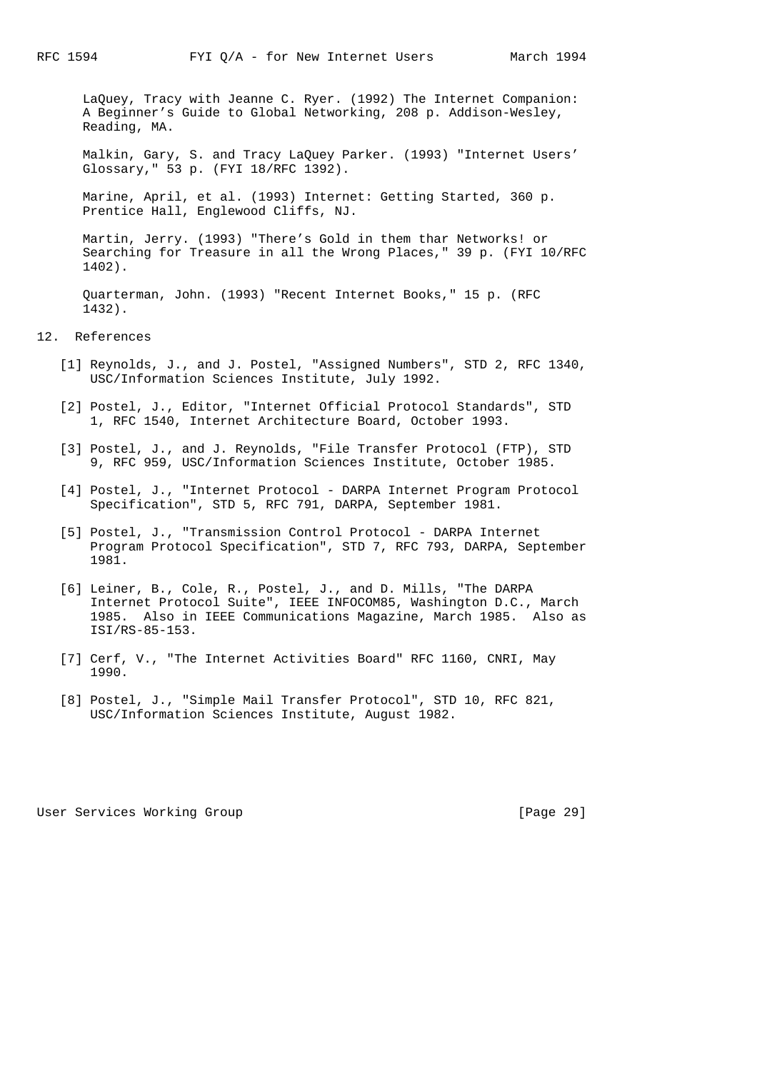LaQuey, Tracy with Jeanne C. Ryer. (1992) The Internet Companion: A Beginner's Guide to Global Networking, 208 p. Addison-Wesley, Reading, MA.

Malkin, Gary, S. and Tracy LaQuey Parker. (1993) "Internet Users' Glossary," 53 p. (FYI 18/RFC 1392).

Marine, April, et al. (1993) Internet: Getting Started, 360 p. Prentice Hall, Englewood Cliffs, NJ.

Martin, Jerry. (1993) "There's Gold in them thar Networks! or Searching for Treasure in all the Wrong Places," 39 p. (FYI 10/RFC 1402).

Quarterman, John. (1993) "Recent Internet Books," 15 p. (RFC 1432).

## 12. References

[1] Reynolds, J., and J. Postel, "Assigned Numbers", STD 2, RFC 1340, USC/Information Sciences Institute, July 1992.

[2] Postel, J., Editor, "Internet Official Protocol Standards", STD 1, RFC 1540, Internet Architecture Board, October 1993.

[3] Postel, J., and J. Reynolds, "File Transfer Protocol (FTP), STD 9, RFC 959, USC/Information Sciences Institute, October 1985.

[4] Postel, J., "Internet Protocol - DARPA Internet Program Protocol Specification", STD 5, RFC 791, DARPA, September 1981.

[5] Postel, J., "Transmission Control Protocol - DARPA Internet Program Protocol Specification", STD 7, RFC 793, DARPA, September 1981.

[6] Leiner, B., Cole, R., Postel, J., and D. Mills, "The DARPA Internet Protocol Suite", IEEE INFOCOM85, Washington D.C., March 1985. Also in IEEE Communications Magazine, March 1985. Also as ISI/RS-85-153.

[7] Cerf, V., "The Internet Activities Board" RFC 1160, CNRI, May 1990.

[8] Postel, J., "Simple Mail Transfer Protocol", STD 10, RFC 821, USC/Information Sciences Institute, August 1982.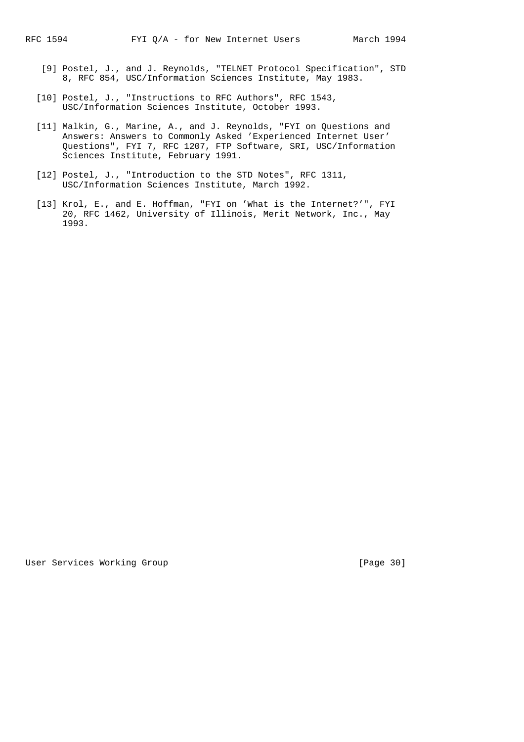[9] Postel, J., and J. Reynolds, "TELNET Protocol Specification", STD 8, RFC 854, USC/Information Sciences Institute, May 1983.

[10] Postel, J., "Instructions to RFC Authors", RFC 1543, USC/Information Sciences Institute, October 1993.

[11] Malkin, G., Marine, A., and J. Reynolds, "FYI on Questions and Answers: Answers to Commonly Asked 'Experienced Internet User' Questions", FYI 7, RFC 1207, FTP Software, SRI, USC/Information Sciences Institute, February 1991.

[12] Postel, J., "Introduction to the STD Notes", RFC 1311, USC/Information Sciences Institute, March 1992.

[13] Krol, E., and E. Hoffman, "FYI on 'What is the Internet?'", FYI 20, RFC 1462, University of Illinois, Merit Network, Inc., May 1993.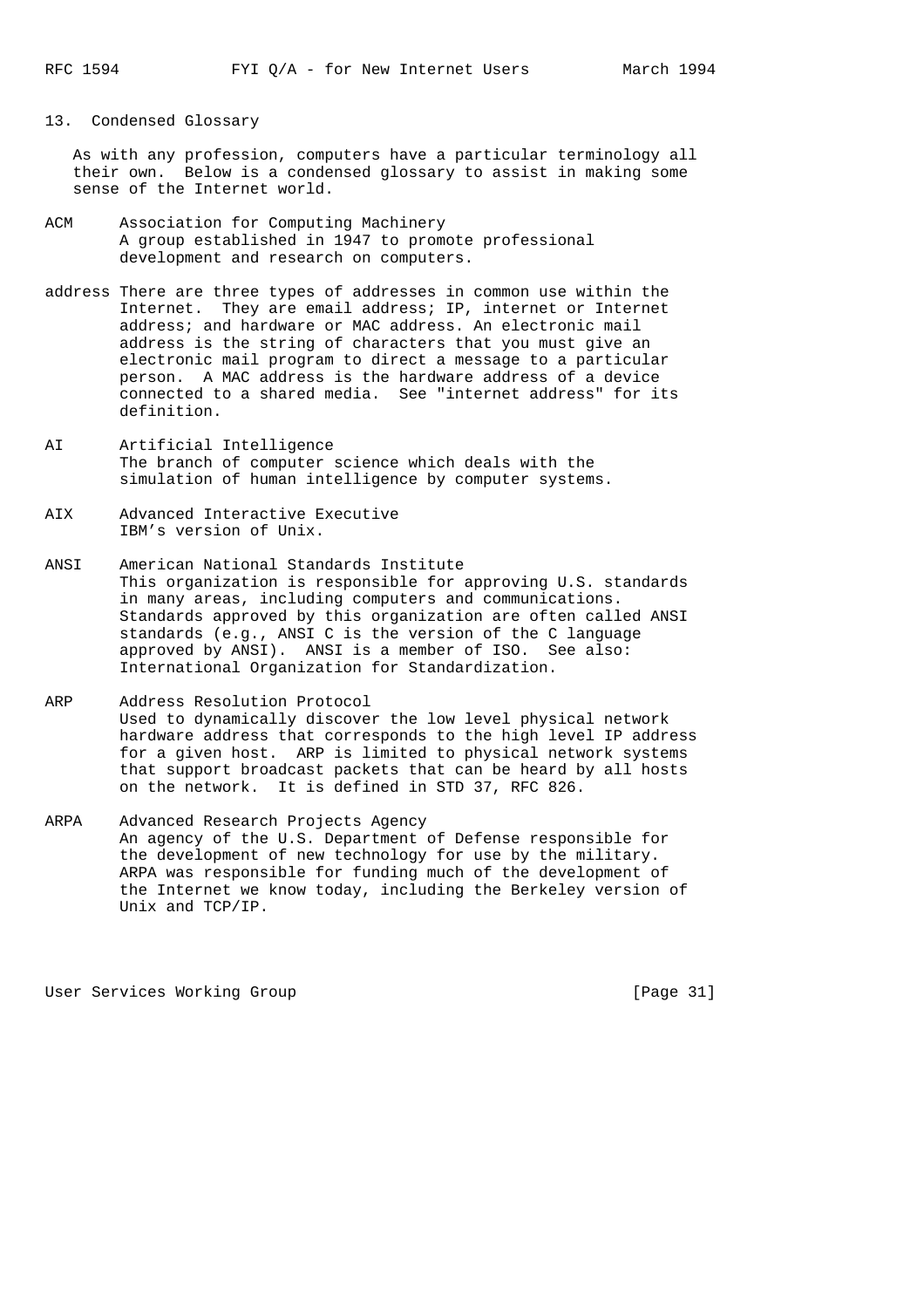## 13. Condensed Glossary

As with any profession, computers have a particular terminology all their own. Below is a condensed glossary to assist in making some sense of the Internet world.

**ACM** Association for Computing Machinery
A group established in 1947 to promote professional development and research on computers.

**address** There are three types of addresses in common use within the Internet. They are email address; IP, internet or Internet address; and hardware or MAC address. An electronic mail address is the string of characters that you must give an electronic mail program to direct a message to a particular person. A MAC address is the hardware address of a device connected to a shared media. See "internet address" for its definition.

**AI** Artificial Intelligence
The branch of computer science which deals with the simulation of human intelligence by computer systems.

**AIX** Advanced Interactive Executive
IBM's version of Unix.

**ANSI** American National Standards Institute
This organization is responsible for approving U.S. standards in many areas, including computers and communications. Standards approved by this organization are often called ANSI standards (e.g., ANSI C is the version of the C language approved by ANSI). ANSI is a member of ISO. See also: International Organization for Standardization.

**ARP** Address Resolution Protocol
Used to dynamically discover the low level physical network hardware address that corresponds to the high level IP address for a given host. ARP is limited to physical network systems that support broadcast packets that can be heard by all hosts on the network. It is defined in STD 37, RFC 826.

**ARPA** Advanced Research Projects Agency
An agency of the U.S. Department of Defense responsible for the development of new technology for use by the military. ARPA was responsible for funding much of the development of the Internet we know today, including the Berkeley version of Unix and TCP/IP.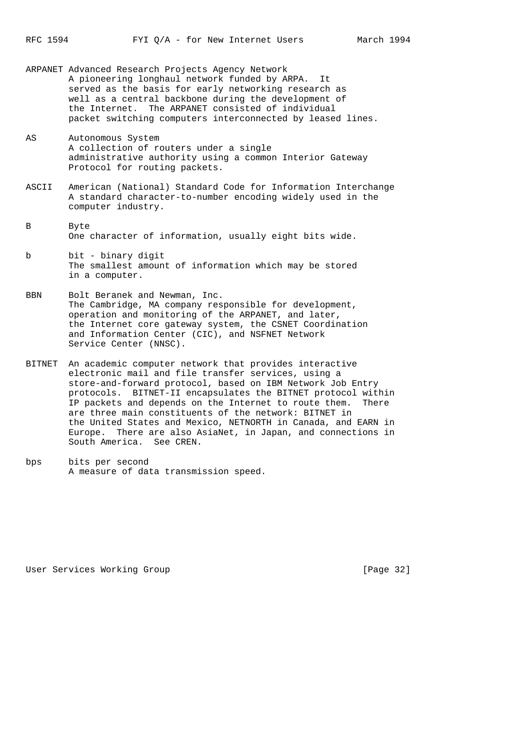ARPANET Advanced Research Projects Agency Network
        A pioneering longhaul network funded by ARPA.  It
        served as the basis for early networking research as
        well as a central backbone during the development of
        the Internet.  The ARPANET consisted of individual
        packet switching computers interconnected by leased lines.

AS      Autonomous System
        A collection of routers under a single
        administrative authority using a common Interior Gateway
        Protocol for routing packets.

ASCII   American (National) Standard Code for Information Interchange
        A standard character-to-number encoding widely used in the
        computer industry.

B       Byte
        One character of information, usually eight bits wide.

b       bit - binary digit
        The smallest amount of information which may be stored
        in a computer.

BBN     Bolt Beranek and Newman, Inc.
        The Cambridge, MA company responsible for development,
        operation and monitoring of the ARPANET, and later,
        the Internet core gateway system, the CSNET Coordination
        and Information Center (CIC), and NSFNET Network
        Service Center (NNSC).

BITNET  An academic computer network that provides interactive
        electronic mail and file transfer services, using a
        store-and-forward protocol, based on IBM Network Job Entry
        protocols.  BITNET-II encapsulates the BITNET protocol within
        IP packets and depends on the Internet to route them.  There
        are three main constituents of the network: BITNET in
        the United States and Mexico, NETNORTH in Canada, and EARN in
        Europe.  There are also AsiaNet, in Japan, and connections in
        South America.  See CREN.

bps     bits per second
        A measure of data transmission speed.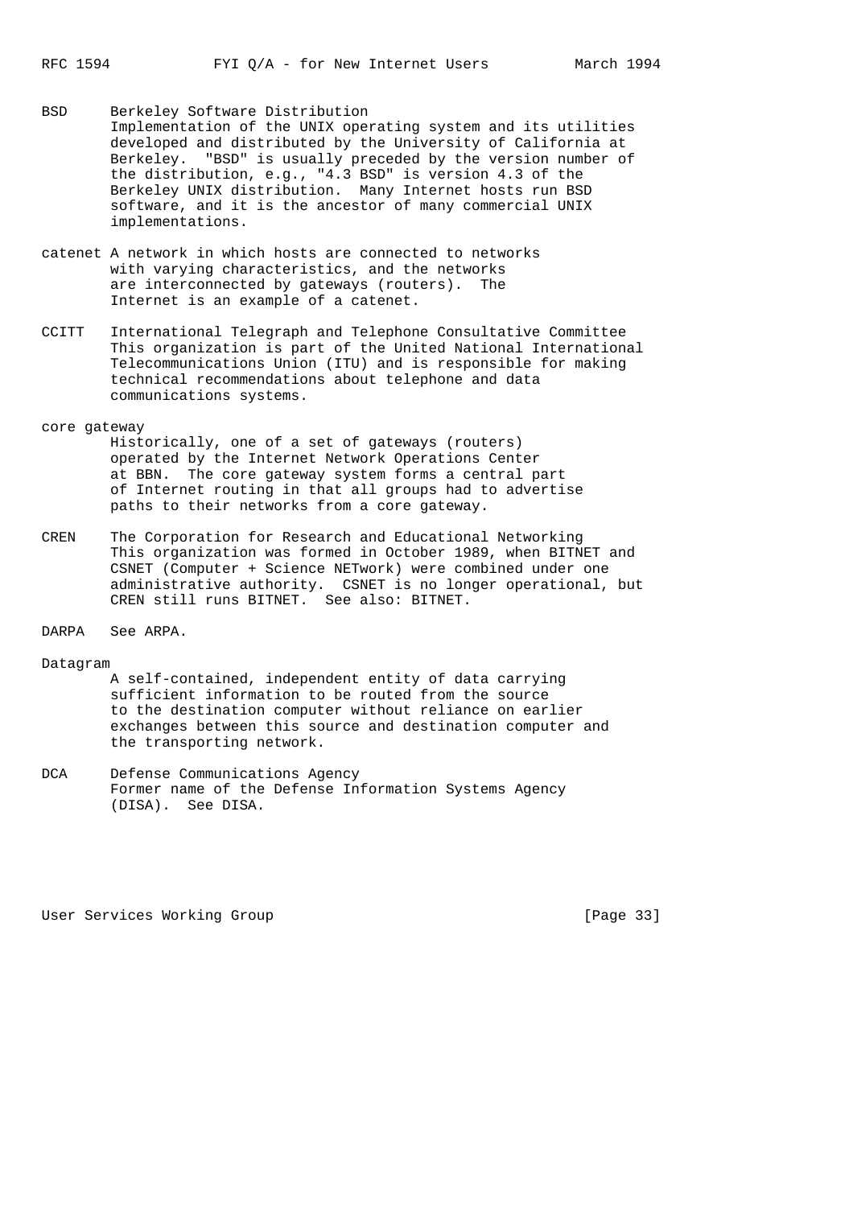BSD
: Berkeley Software Distribution
Implementation of the UNIX operating system and its utilities developed and distributed by the University of California at Berkeley. "BSD" is usually preceded by the version number of the distribution, e.g., "4.3 BSD" is version 4.3 of the Berkeley UNIX distribution. Many Internet hosts run BSD software, and it is the ancestor of many commercial UNIX implementations.

catenet
: A network in which hosts are connected to networks with varying characteristics, and the networks are interconnected by gateways (routers). The Internet is an example of a catenet.

CCITT
: International Telegraph and Telephone Consultative Committee
This organization is part of the United National International Telecommunications Union (ITU) and is responsible for making technical recommendations about telephone and data communications systems.

core gateway
: Historically, one of a set of gateways (routers) operated by the Internet Network Operations Center at BBN. The core gateway system forms a central part of Internet routing in that all groups had to advertise paths to their networks from a core gateway.

CREN
: The Corporation for Research and Educational Networking
This organization was formed in October 1989, when BITNET and CSNET (Computer + Science NETwork) were combined under one administrative authority. CSNET is no longer operational, but CREN still runs BITNET. See also: BITNET.

DARPA
: See ARPA.

Datagram
: A self-contained, independent entity of data carrying sufficient information to be routed from the source to the destination computer without reliance on earlier exchanges between this source and destination computer and the transporting network.

DCA
: Defense Communications Agency
Former name of the Defense Information Systems Agency (DISA). See DISA.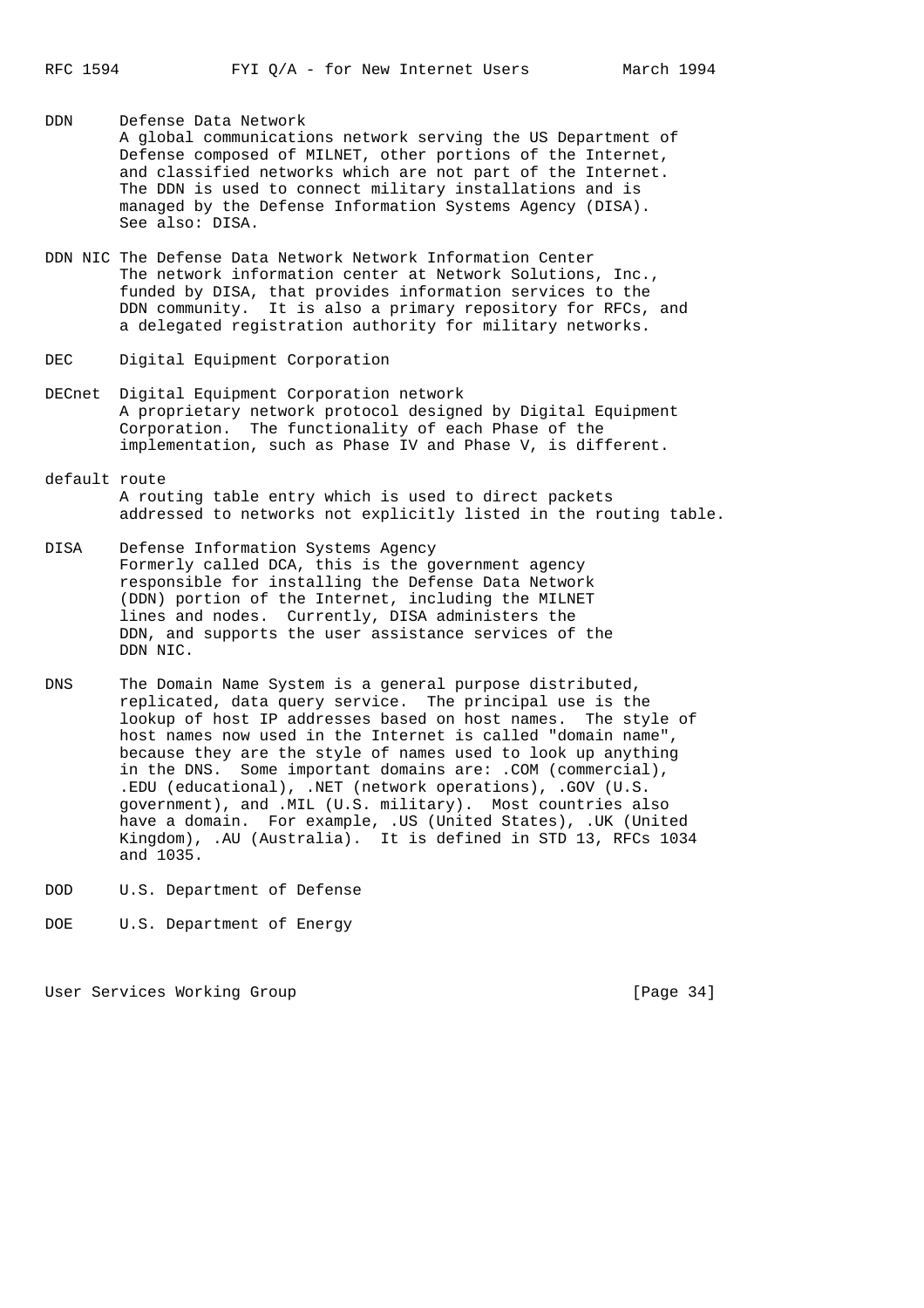**DDN** Defense Data Network
A global communications network serving the US Department of Defense composed of MILNET, other portions of the Internet, and classified networks which are not part of the Internet. The DDN is used to connect military installations and is managed by the Defense Information Systems Agency (DISA). See also: DISA.

**DDN NIC** The Defense Data Network Network Information Center
The network information center at Network Solutions, Inc., funded by DISA, that provides information services to the DDN community. It is also a primary repository for RFCs, and a delegated registration authority for military networks.

**DEC** Digital Equipment Corporation

**DECnet** Digital Equipment Corporation network
A proprietary network protocol designed by Digital Equipment Corporation. The functionality of each Phase of the implementation, such as Phase IV and Phase V, is different.

**default route**
A routing table entry which is used to direct packets addressed to networks not explicitly listed in the routing table.

**DISA** Defense Information Systems Agency
Formerly called DCA, this is the government agency responsible for installing the Defense Data Network (DDN) portion of the Internet, including the MILNET lines and nodes. Currently, DISA administers the DDN, and supports the user assistance services of the DDN NIC.

**DNS** The Domain Name System is a general purpose distributed, replicated, data query service. The principal use is the lookup of host IP addresses based on host names. The style of host names now used in the Internet is called "domain name", because they are the style of names used to look up anything in the DNS. Some important domains are: .COM (commercial), .EDU (educational), .NET (network operations), .GOV (U.S. government), and .MIL (U.S. military). Most countries also have a domain. For example, .US (United States), .UK (United Kingdom), .AU (Australia). It is defined in STD 13, RFCs 1034 and 1035.

**DOD** U.S. Department of Defense

**DOE** U.S. Department of Energy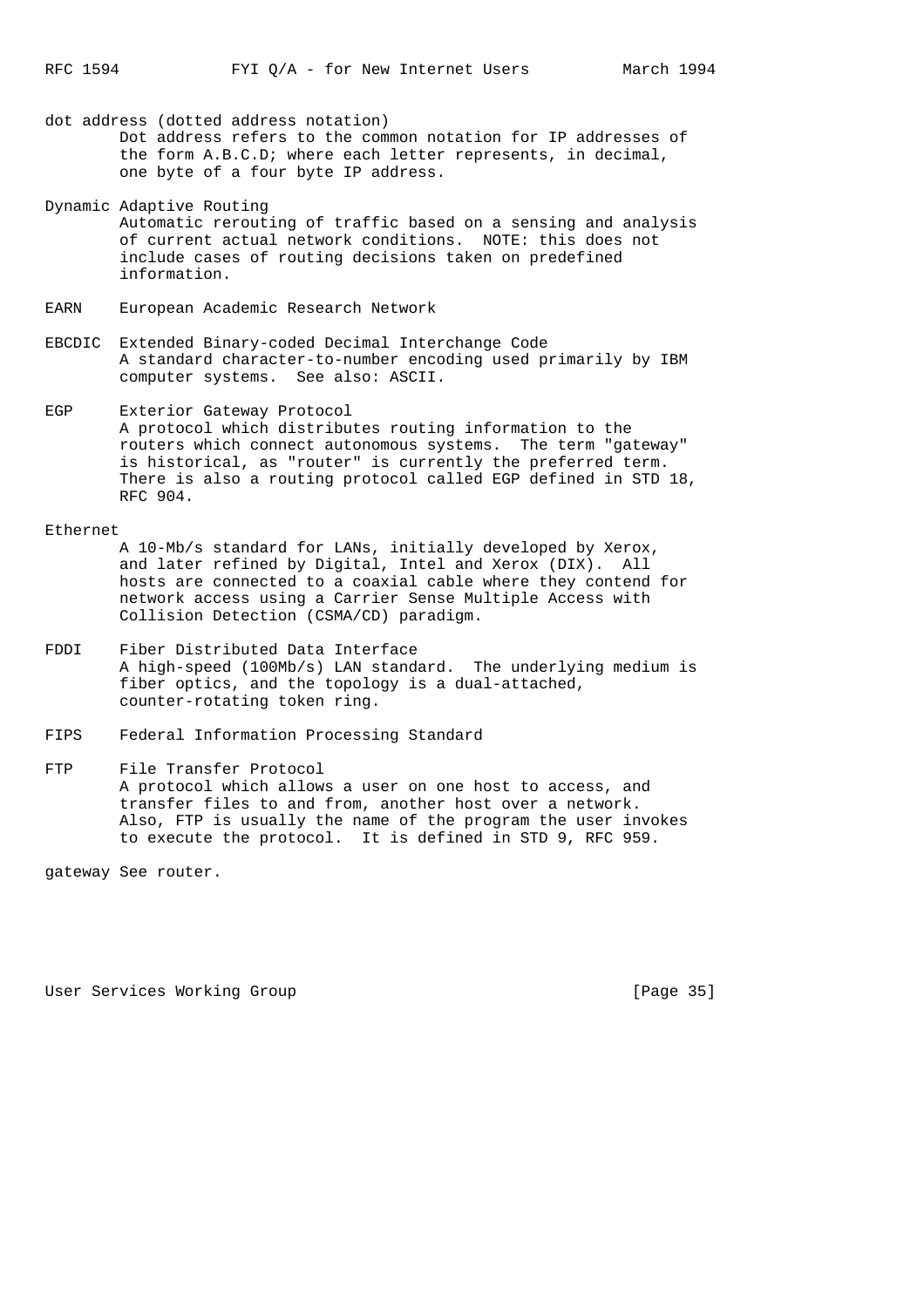dot address (dotted address notation)
Dot address refers to the common notation for IP addresses of the form A.B.C.D; where each letter represents, in decimal, one byte of a four byte IP address.

Dynamic Adaptive Routing
Automatic rerouting of traffic based on a sensing and analysis of current actual network conditions. NOTE: this does not include cases of routing decisions taken on predefined information.

EARN European Academic Research Network

EBCDIC Extended Binary-coded Decimal Interchange Code
A standard character-to-number encoding used primarily by IBM computer systems. See also: ASCII.

EGP Exterior Gateway Protocol
A protocol which distributes routing information to the routers which connect autonomous systems. The term "gateway" is historical, as "router" is currently the preferred term. There is also a routing protocol called EGP defined in STD 18, RFC 904.

Ethernet
A 10-Mb/s standard for LANs, initially developed by Xerox, and later refined by Digital, Intel and Xerox (DIX). All hosts are connected to a coaxial cable where they contend for network access using a Carrier Sense Multiple Access with Collision Detection (CSMA/CD) paradigm.

FDDI Fiber Distributed Data Interface
A high-speed (100Mb/s) LAN standard. The underlying medium is fiber optics, and the topology is a dual-attached, counter-rotating token ring.

FIPS Federal Information Processing Standard

FTP File Transfer Protocol
A protocol which allows a user on one host to access, and transfer files to and from, another host over a network. Also, FTP is usually the name of the program the user invokes to execute the protocol. It is defined in STD 9, RFC 959.

gateway See router.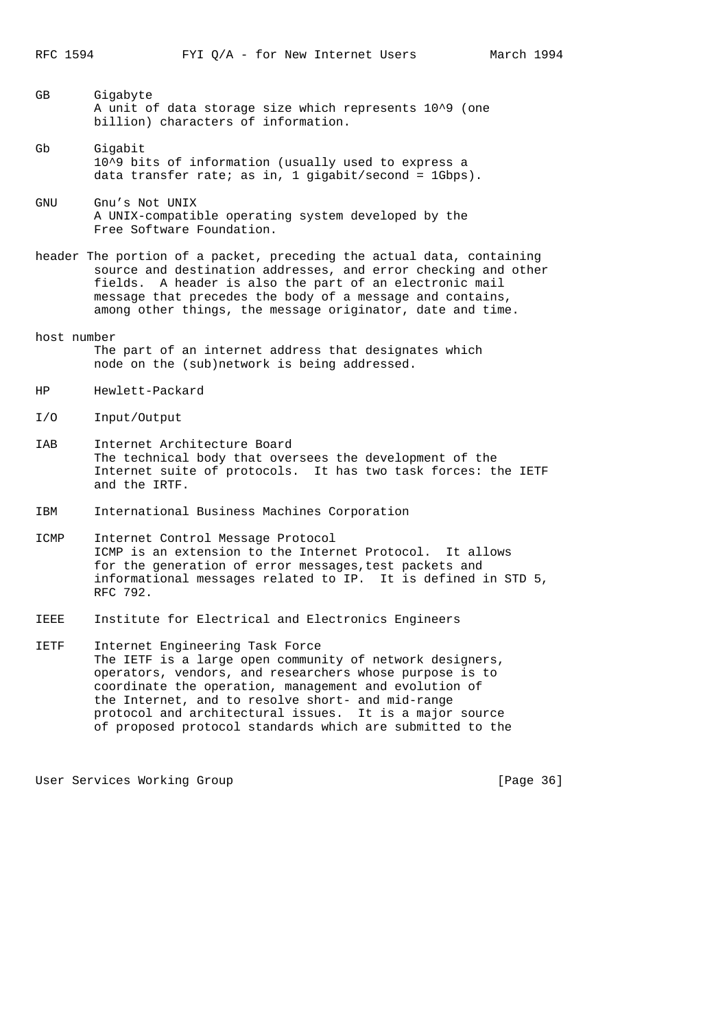GB Gigabyte
A unit of data storage size which represents $10^9$ (one billion) characters of information.

Gb Gigabit
$10^9$ bits of information (usually used to express a data transfer rate; as in, 1 gigabit/second = 1Gbps).

GNU Gnu's Not UNIX
A UNIX-compatible operating system developed by the Free Software Foundation.

header The portion of a packet, preceding the actual data, containing source and destination addresses, and error checking and other fields. A header is also the part of an electronic mail message that precedes the body of a message and contains, among other things, the message originator, date and time.

host number
The part of an internet address that designates which node on the (sub)network is being addressed.

HP Hewlett-Packard

I/O Input/Output

IAB Internet Architecture Board
The technical body that oversees the development of the Internet suite of protocols. It has two task forces: the IETF and the IRTF.

IBM International Business Machines Corporation

ICMP Internet Control Message Protocol
ICMP is an extension to the Internet Protocol. It allows for the generation of error messages,test packets and informational messages related to IP. It is defined in STD 5, RFC 792.

IEEE Institute for Electrical and Electronics Engineers

IETF Internet Engineering Task Force
The IETF is a large open community of network designers, operators, vendors, and researchers whose purpose is to coordinate the operation, management and evolution of the Internet, and to resolve short- and mid-range protocol and architectural issues. It is a major source of proposed protocol standards which are submitted to the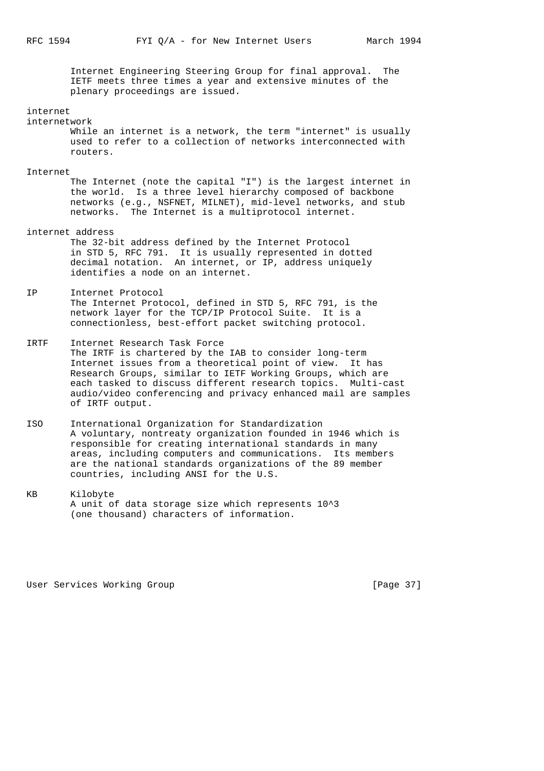Internet Engineering Steering Group for final approval. The IETF meets three times a year and extensive minutes of the plenary proceedings are issued.

internet
internetwork

While an internet is a network, the term "internet" is usually used to refer to a collection of networks interconnected with routers.

Internet

The Internet (note the capital "I") is the largest internet in the world. Is a three level hierarchy composed of backbone networks (e.g., NSFNET, MILNET), mid-level networks, and stub networks. The Internet is a multiprotocol internet.

internet address

The 32-bit address defined by the Internet Protocol in STD 5, RFC 791. It is usually represented in dotted decimal notation. An internet, or IP, address uniquely identifies a node on an internet.

IP Internet Protocol

The Internet Protocol, defined in STD 5, RFC 791, is the network layer for the TCP/IP Protocol Suite. It is a connectionless, best-effort packet switching protocol.

IRTF Internet Research Task Force

The IRTF is chartered by the IAB to consider long-term Internet issues from a theoretical point of view. It has Research Groups, similar to IETF Working Groups, which are each tasked to discuss different research topics. Multi-cast audio/video conferencing and privacy enhanced mail are samples of IRTF output.

ISO International Organization for Standardization

A voluntary, nontreaty organization founded in 1946 which is responsible for creating international standards in many areas, including computers and communications. Its members are the national standards organizations of the 89 member countries, including ANSI for the U.S.

KB Kilobyte

A unit of data storage size which represents 10^3 (one thousand) characters of information.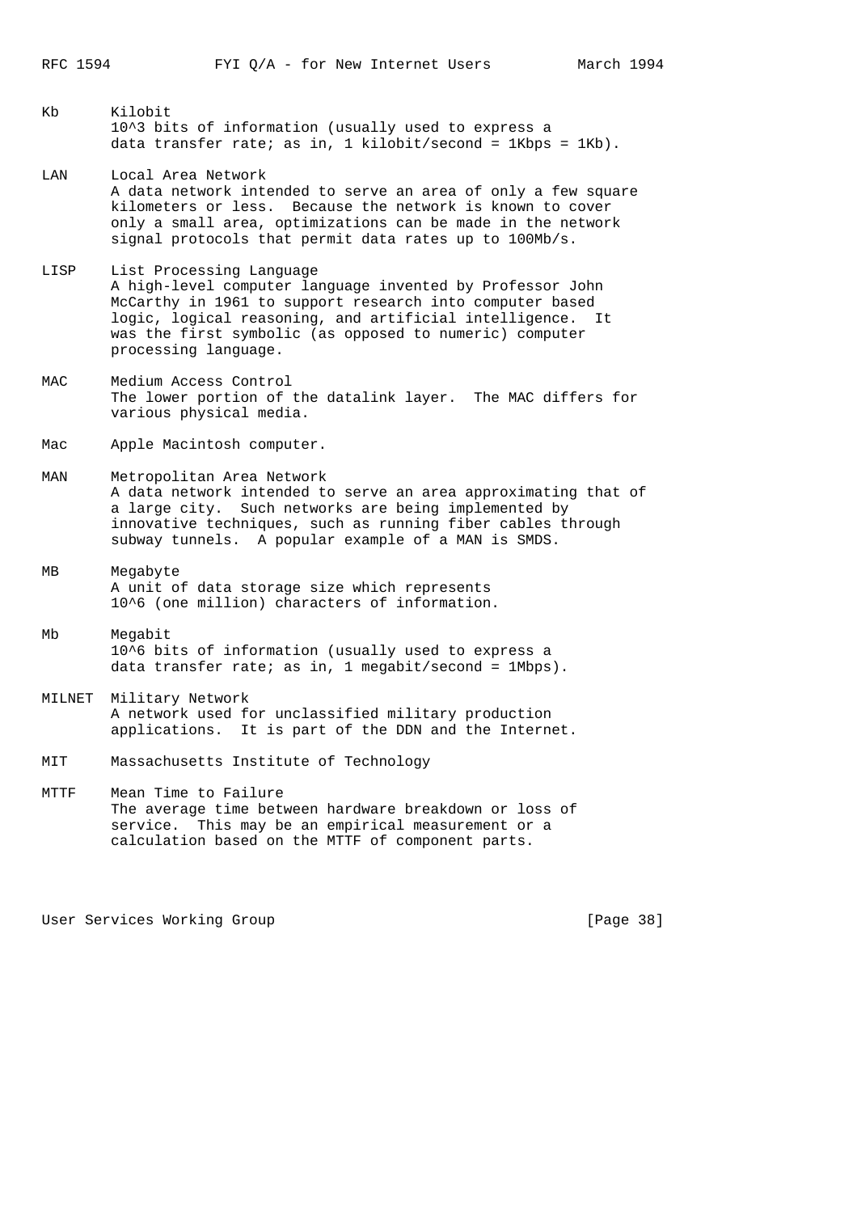Kb Kilobit
10^3 bits of information (usually used to express a data transfer rate; as in, 1 kilobit/second = 1Kbps = 1Kb).

LAN Local Area Network
A data network intended to serve an area of only a few square kilometers or less. Because the network is known to cover only a small area, optimizations can be made in the network signal protocols that permit data rates up to 100Mb/s.

LISP List Processing Language
A high-level computer language invented by Professor John McCarthy in 1961 to support research into computer based logic, logical reasoning, and artificial intelligence. It was the first symbolic (as opposed to numeric) computer processing language.

MAC Medium Access Control
The lower portion of the datalink layer. The MAC differs for various physical media.

Mac Apple Macintosh computer.

MAN Metropolitan Area Network
A data network intended to serve an area approximating that of a large city. Such networks are being implemented by innovative techniques, such as running fiber cables through subway tunnels. A popular example of a MAN is SMDS.

MB Megabyte
A unit of data storage size which represents 10^6 (one million) characters of information.

Mb Megabit
10^6 bits of information (usually used to express a data transfer rate; as in, 1 megabit/second = 1Mbps).

MILNET Military Network
A network used for unclassified military production applications. It is part of the DDN and the Internet.

MIT Massachusetts Institute of Technology

MTTF Mean Time to Failure
The average time between hardware breakdown or loss of service. This may be an empirical measurement or a calculation based on the MTTF of component parts.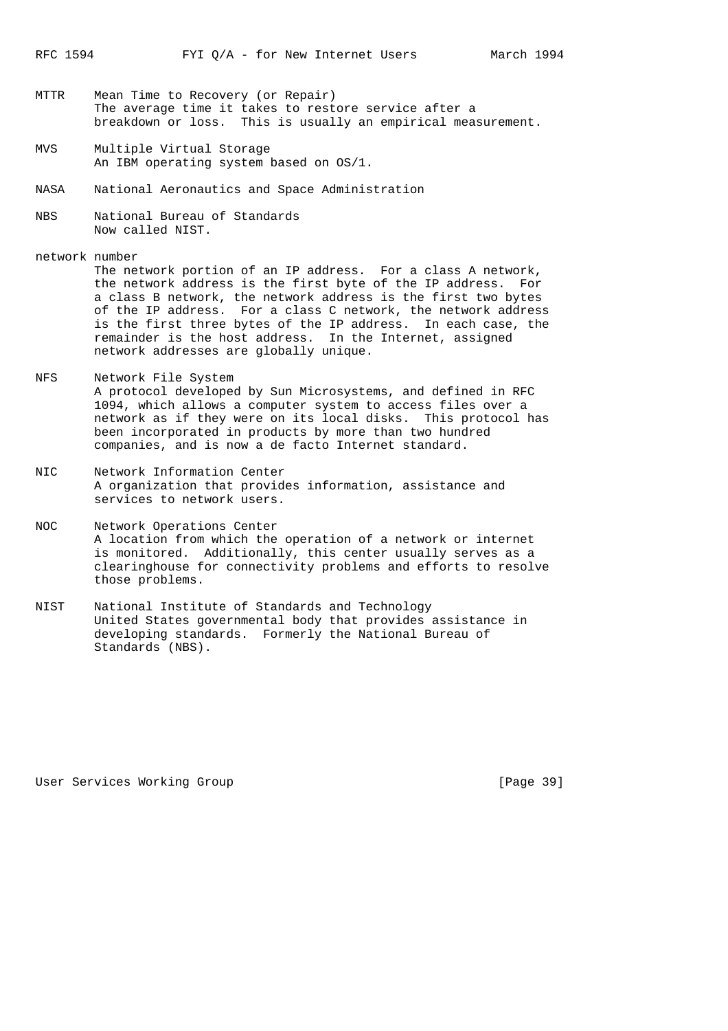MTTR Mean Time to Recovery (or Repair)
The average time it takes to restore service after a breakdown or loss. This is usually an empirical measurement.

MVS Multiple Virtual Storage
An IBM operating system based on OS/1.

NASA National Aeronautics and Space Administration

NBS National Bureau of Standards
Now called NIST.

network number
The network portion of an IP address. For a class A network, the network address is the first byte of the IP address. For a class B network, the network address is the first two bytes of the IP address. For a class C network, the network address is the first three bytes of the IP address. In each case, the remainder is the host address. In the Internet, assigned network addresses are globally unique.

NFS Network File System
A protocol developed by Sun Microsystems, and defined in RFC 1094, which allows a computer system to access files over a network as if they were on its local disks. This protocol has been incorporated in products by more than two hundred companies, and is now a de facto Internet standard.

NIC Network Information Center
A organization that provides information, assistance and services to network users.

NOC Network Operations Center
A location from which the operation of a network or internet is monitored. Additionally, this center usually serves as a clearinghouse for connectivity problems and efforts to resolve those problems.

NIST National Institute of Standards and Technology
United States governmental body that provides assistance in developing standards. Formerly the National Bureau of Standards (NBS).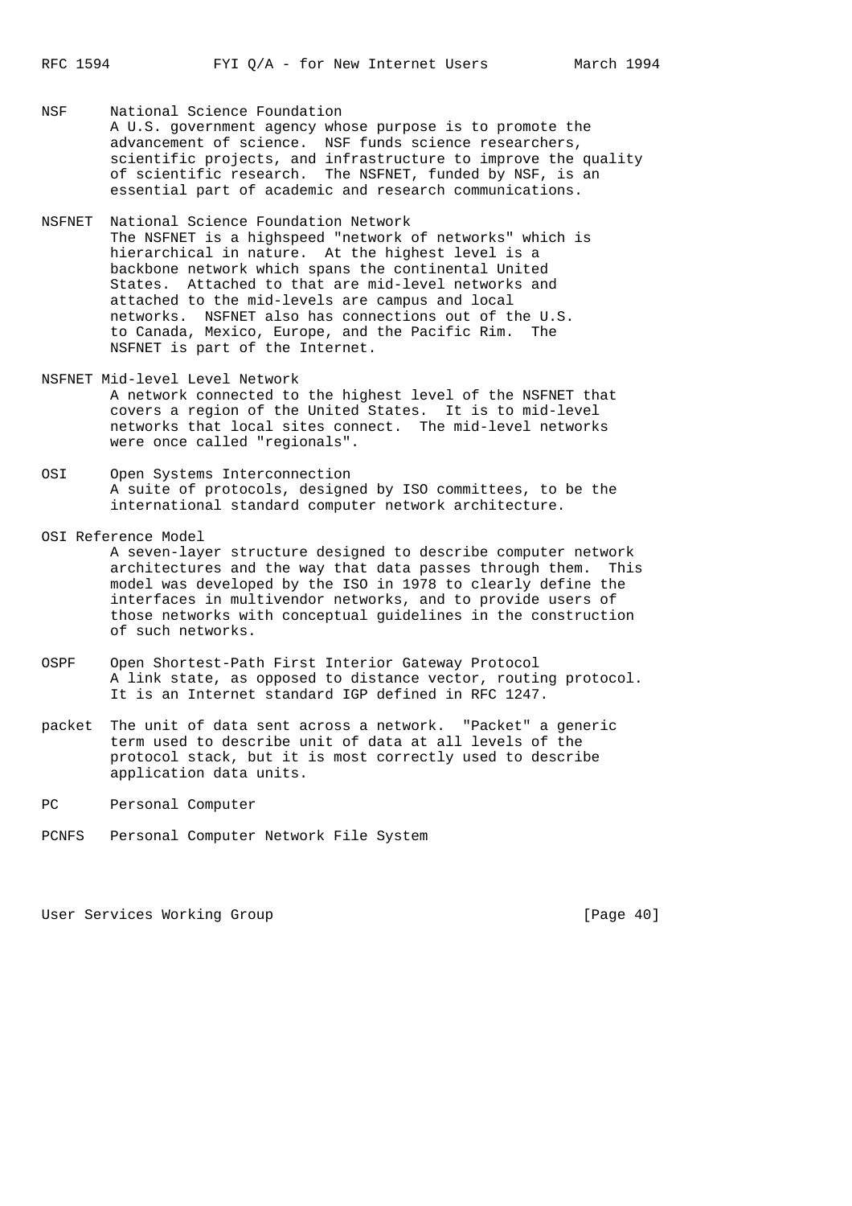NSF National Science Foundation
A U.S. government agency whose purpose is to promote the advancement of science. NSF funds science researchers, scientific projects, and infrastructure to improve the quality of scientific research. The NSFNET, funded by NSF, is an essential part of academic and research communications.

NSFNET National Science Foundation Network
The NSFNET is a highspeed "network of networks" which is hierarchical in nature. At the highest level is a backbone network which spans the continental United States. Attached to that are mid-level networks and attached to the mid-levels are campus and local networks. NSFNET also has connections out of the U.S. to Canada, Mexico, Europe, and the Pacific Rim. The NSFNET is part of the Internet.

NSFNET Mid-level Level Network
A network connected to the highest level of the NSFNET that covers a region of the United States. It is to mid-level networks that local sites connect. The mid-level networks were once called "regionals".

OSI Open Systems Interconnection
A suite of protocols, designed by ISO committees, to be the international standard computer network architecture.

OSI Reference Model
A seven-layer structure designed to describe computer network architectures and the way that data passes through them. This model was developed by the ISO in 1978 to clearly define the interfaces in multivendor networks, and to provide users of those networks with conceptual guidelines in the construction of such networks.

OSPF Open Shortest-Path First Interior Gateway Protocol
A link state, as opposed to distance vector, routing protocol. It is an Internet standard IGP defined in RFC 1247.

packet The unit of data sent across a network. "Packet" a generic term used to describe unit of data at all levels of the protocol stack, but it is most correctly used to describe application data units.

PC Personal Computer

PCNFS Personal Computer Network File System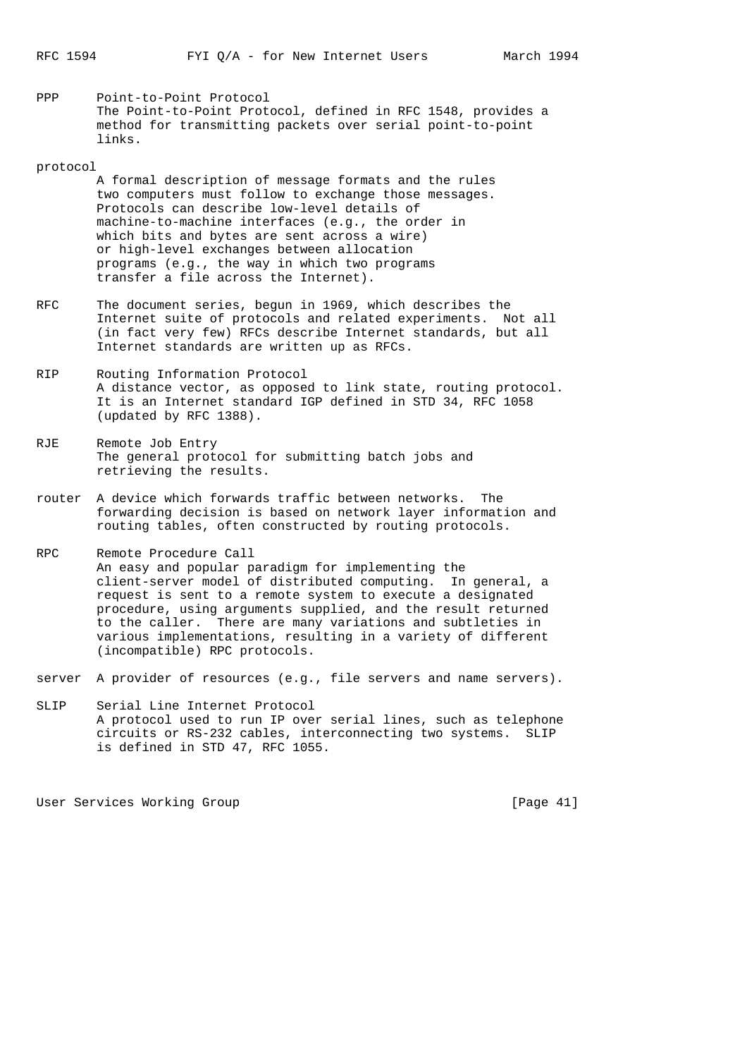**PPP** Point-to-Point Protocol
The Point-to-Point Protocol, defined in RFC 1548, provides a method for transmitting packets over serial point-to-point links.

**protocol**
A formal description of message formats and the rules two computers must follow to exchange those messages. Protocols can describe low-level details of machine-to-machine interfaces (e.g., the order in which bits and bytes are sent across a wire) or high-level exchanges between allocation programs (e.g., the way in which two programs transfer a file across the Internet).

**RFC** The document series, begun in 1969, which describes the Internet suite of protocols and related experiments. Not all (in fact very few) RFCs describe Internet standards, but all Internet standards are written up as RFCs.

**RIP** Routing Information Protocol
A distance vector, as opposed to link state, routing protocol. It is an Internet standard IGP defined in STD 34, RFC 1058 (updated by RFC 1388).

**RJE** Remote Job Entry
The general protocol for submitting batch jobs and retrieving the results.

**router** A device which forwards traffic between networks. The forwarding decision is based on network layer information and routing tables, often constructed by routing protocols.

**RPC** Remote Procedure Call
An easy and popular paradigm for implementing the client-server model of distributed computing. In general, a request is sent to a remote system to execute a designated procedure, using arguments supplied, and the result returned to the caller. There are many variations and subtleties in various implementations, resulting in a variety of different (incompatible) RPC protocols.

**server** A provider of resources (e.g., file servers and name servers).

**SLIP** Serial Line Internet Protocol
A protocol used to run IP over serial lines, such as telephone circuits or RS-232 cables, interconnecting two systems. SLIP is defined in STD 47, RFC 1055.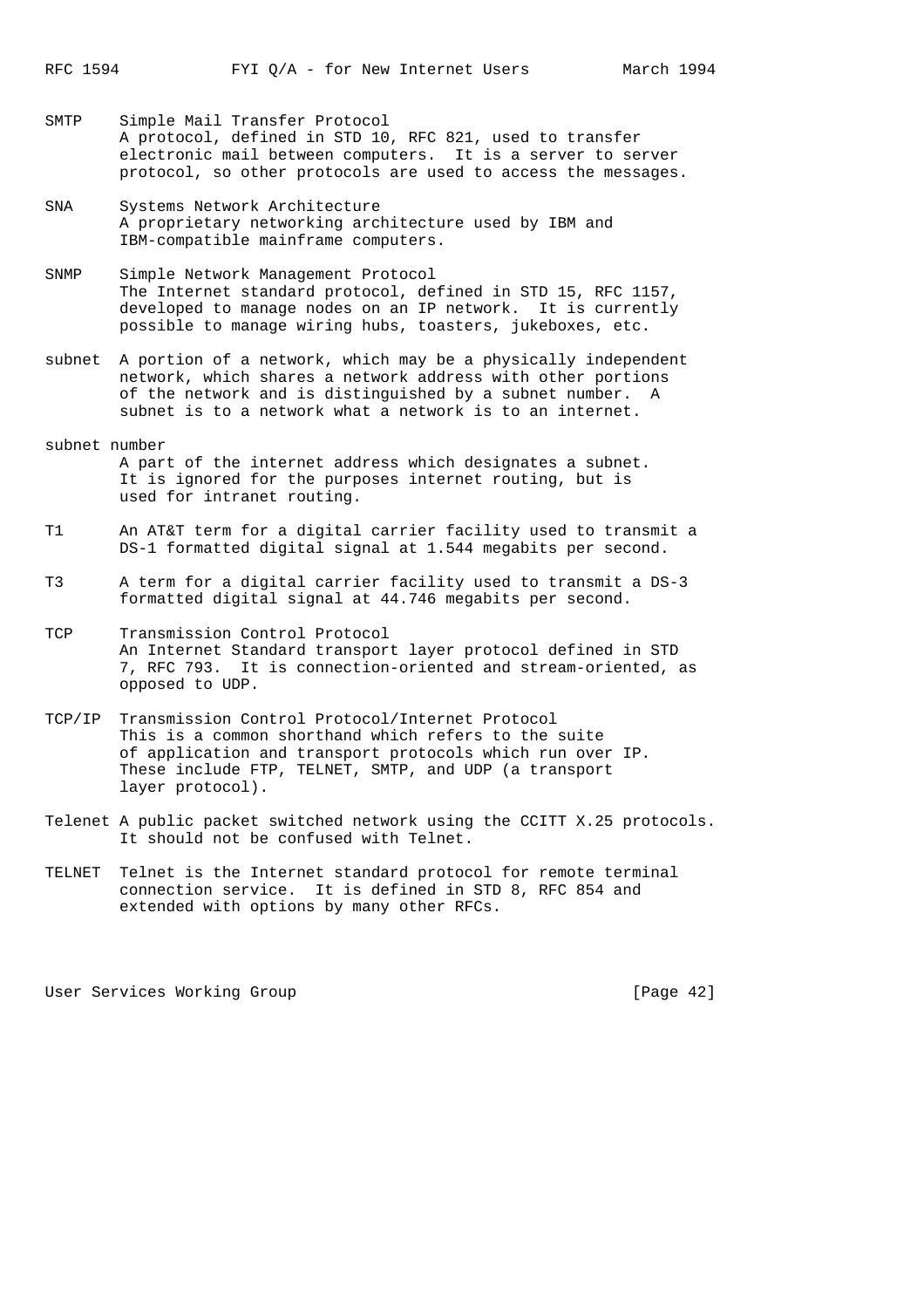SMTP
: Simple Mail Transfer Protocol
  A protocol, defined in STD 10, RFC 821, used to transfer electronic mail between computers. It is a server to server protocol, so other protocols are used to access the messages.

SNA
: Systems Network Architecture
  A proprietary networking architecture used by IBM and IBM-compatible mainframe computers.

SNMP
: Simple Network Management Protocol
  The Internet standard protocol, defined in STD 15, RFC 1157, developed to manage nodes on an IP network. It is currently possible to manage wiring hubs, toasters, jukeboxes, etc.

subnet
: A portion of a network, which may be a physically independent network, which shares a network address with other portions of the network and is distinguished by a subnet number. A subnet is to a network what a network is to an internet.

subnet number
: A part of the internet address which designates a subnet. It is ignored for the purposes internet routing, but is used for intranet routing.

T1
: An AT&T term for a digital carrier facility used to transmit a DS-1 formatted digital signal at 1.544 megabits per second.

T3
: A term for a digital carrier facility used to transmit a DS-3 formatted digital signal at 44.746 megabits per second.

TCP
: Transmission Control Protocol
  An Internet Standard transport layer protocol defined in STD 7, RFC 793. It is connection-oriented and stream-oriented, as opposed to UDP.

TCP/IP
: Transmission Control Protocol/Internet Protocol
  This is a common shorthand which refers to the suite of application and transport protocols which run over IP. These include FTP, TELNET, SMTP, and UDP (a transport layer protocol).

Telenet
: A public packet switched network using the CCITT X.25 protocols. It should not be confused with Telnet.

TELNET
: Telnet is the Internet standard protocol for remote terminal connection service. It is defined in STD 8, RFC 854 and extended with options by many other RFCs.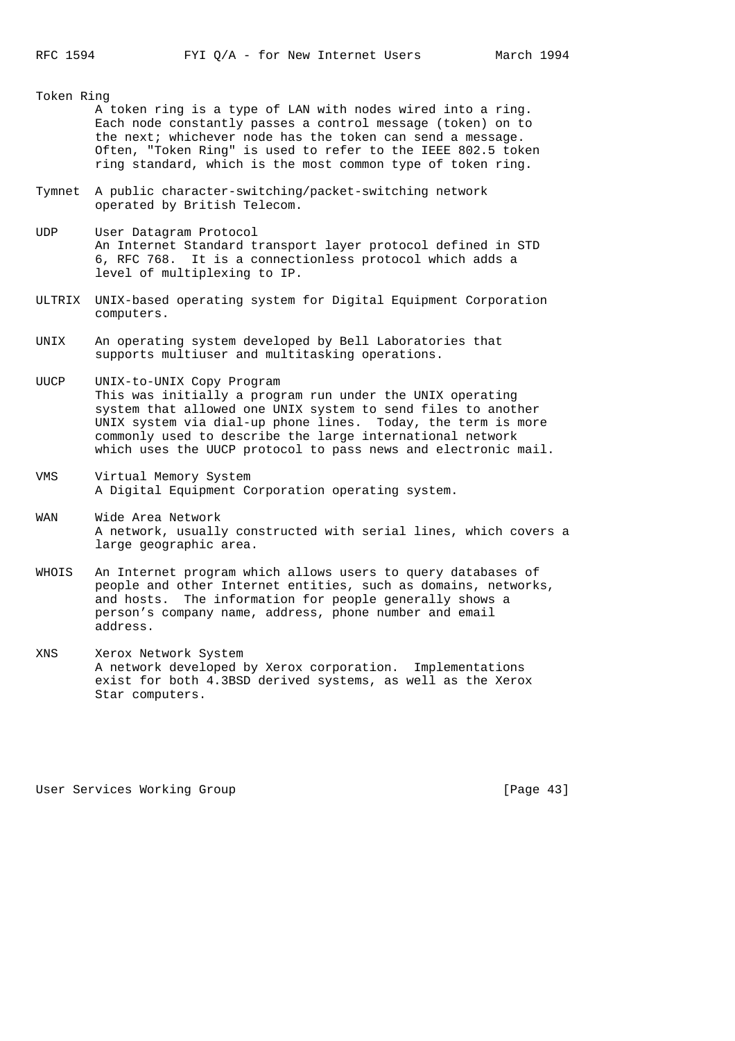Token Ring
A token ring is a type of LAN with nodes wired into a ring. Each node constantly passes a control message (token) on to the next; whichever node has the token can send a message. Often, "Token Ring" is used to refer to the IEEE 802.5 token ring standard, which is the most common type of token ring.

Tymnet
A public character-switching/packet-switching network operated by British Telecom.

UDP
User Datagram Protocol
An Internet Standard transport layer protocol defined in STD 6, RFC 768. It is a connectionless protocol which adds a level of multiplexing to IP.

ULTRIX
UNIX-based operating system for Digital Equipment Corporation computers.

UNIX
An operating system developed by Bell Laboratories that supports multiuser and multitasking operations.

UUCP
UNIX-to-UNIX Copy Program
This was initially a program run under the UNIX operating system that allowed one UNIX system to send files to another UNIX system via dial-up phone lines. Today, the term is more commonly used to describe the large international network which uses the UUCP protocol to pass news and electronic mail.

VMS
Virtual Memory System
A Digital Equipment Corporation operating system.

WAN
Wide Area Network
A network, usually constructed with serial lines, which covers a large geographic area.

WHOIS
An Internet program which allows users to query databases of people and other Internet entities, such as domains, networks, and hosts. The information for people generally shows a person's company name, address, phone number and email address.

XNS
Xerox Network System
A network developed by Xerox corporation. Implementations exist for both 4.3BSD derived systems, as well as the Xerox Star computers.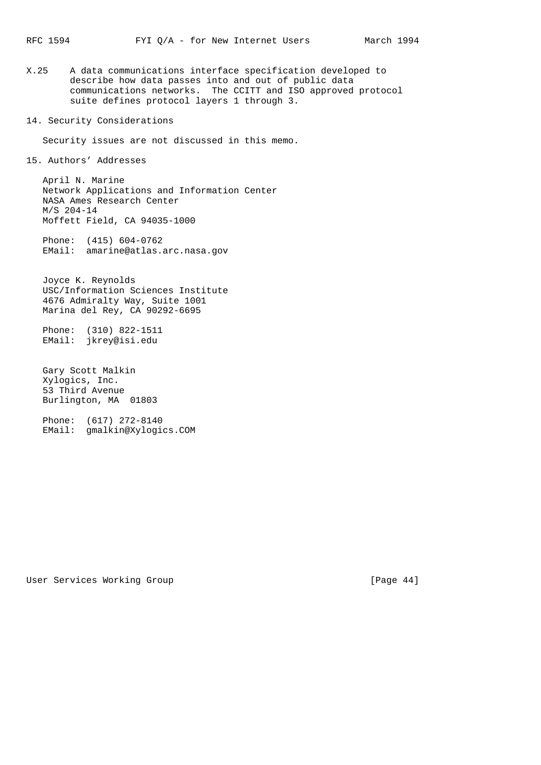X.25 A data communications interface specification developed to describe how data passes into and out of public data communications networks. The CCITT and ISO approved protocol suite defines protocol layers 1 through 3.

## 14. Security Considerations

Security issues are not discussed in this memo.

## 15. Authors' Addresses

April N. Marine
Network Applications and Information Center
NASA Ames Research Center
M/S 204-14
Moffett Field, CA 94035-1000

Phone: (415) 604-0762
EMail: amarine@atlas.arc.nasa.gov

Joyce K. Reynolds
USC/Information Sciences Institute
4676 Admiralty Way, Suite 1001
Marina del Rey, CA 90292-6695

Phone: (310) 822-1511
EMail: jkrey@isi.edu

Gary Scott Malkin
Xylogics, Inc.
53 Third Avenue
Burlington, MA 01803

Phone: (617) 272-8140
EMail: gmalkin@Xylogics.COM